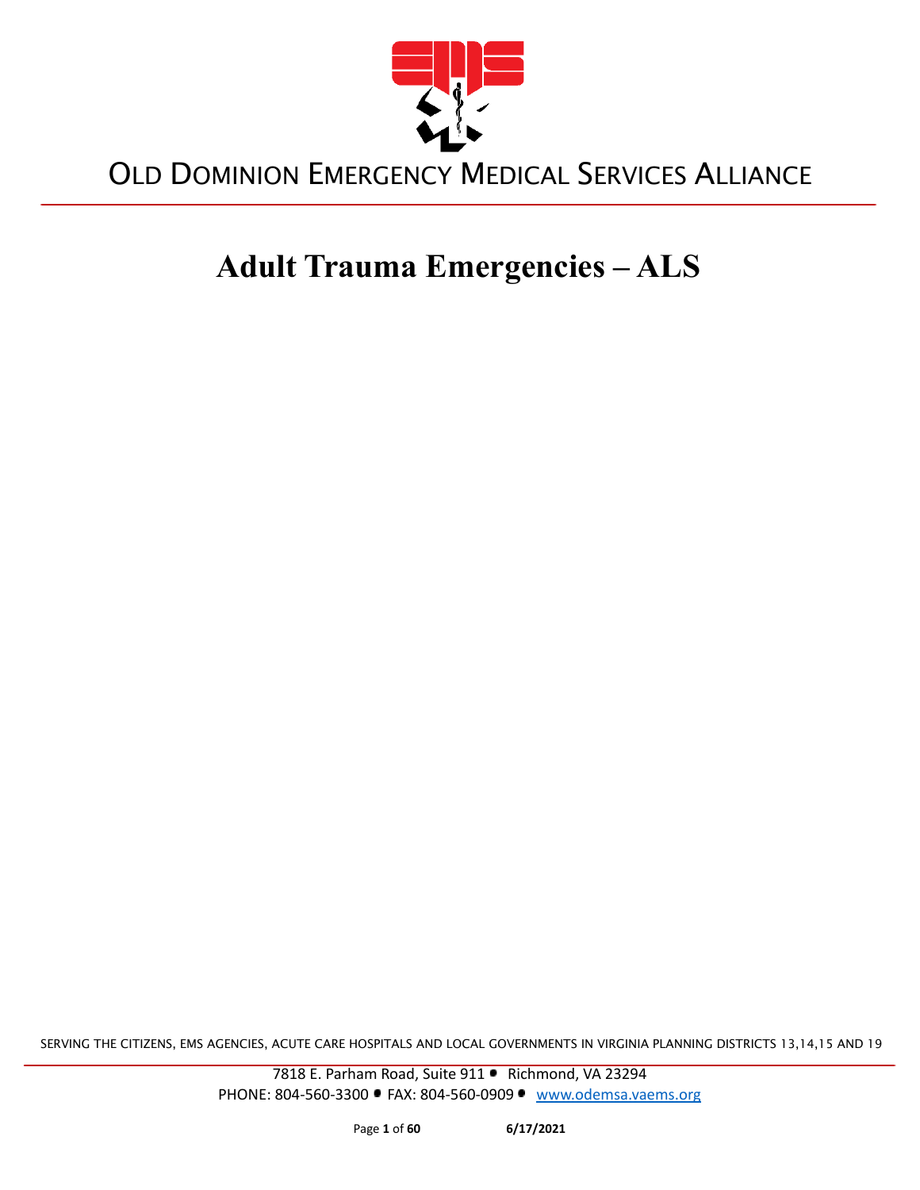OLD DOMINION EMERGENCY MEDICAL SERVICES ALLIANCE

# Adult Trauma Emergencies – ALS

SERVING THE CITIZENS, EMS AGENCIES, ACUTE CARE HOSPITALS AND LOCAL GOVERNMENTS IN VIRGINIA PLANNING DISTRICTS 13,14,15 AND 19

7818 E. Parham Road, Suite 911 • Richmond, VA 23294
PHONE: 804-560-3300 • FAX: 804-560-0909 • www.odemsa.vaems.org

6/17/2021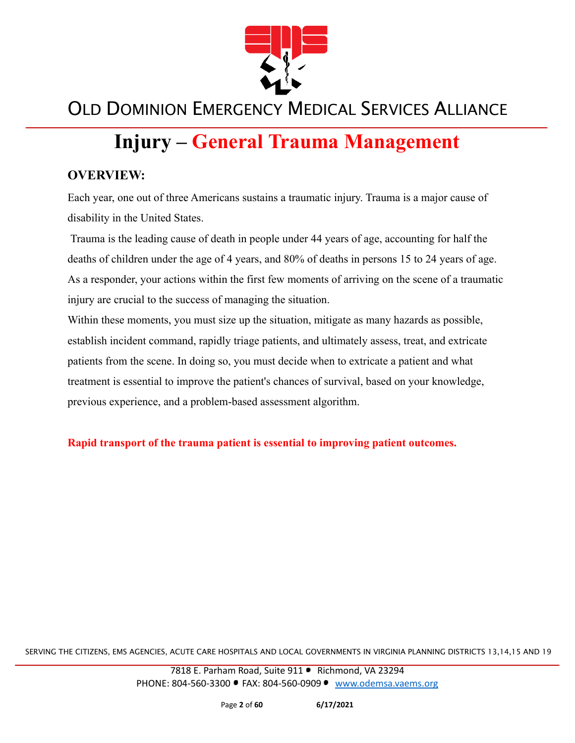# Injury – General Trauma Management

## OVERVIEW:

Each year, one out of three Americans sustains a traumatic injury. Trauma is a major cause of disability in the United States.

Trauma is the leading cause of death in people under 44 years of age, accounting for half the deaths of children under the age of 4 years, and 80% of deaths in persons 15 to 24 years of age. As a responder, your actions within the first few moments of arriving on the scene of a traumatic injury are crucial to the success of managing the situation.

Within these moments, you must size up the situation, mitigate as many hazards as possible, establish incident command, rapidly triage patients, and ultimately assess, treat, and extricate patients from the scene. In doing so, you must decide when to extricate a patient and what treatment is essential to improve the patient's chances of survival, based on your knowledge, previous experience, and a problem-based assessment algorithm.

**Rapid transport of the trauma patient is essential to improving patient outcomes.**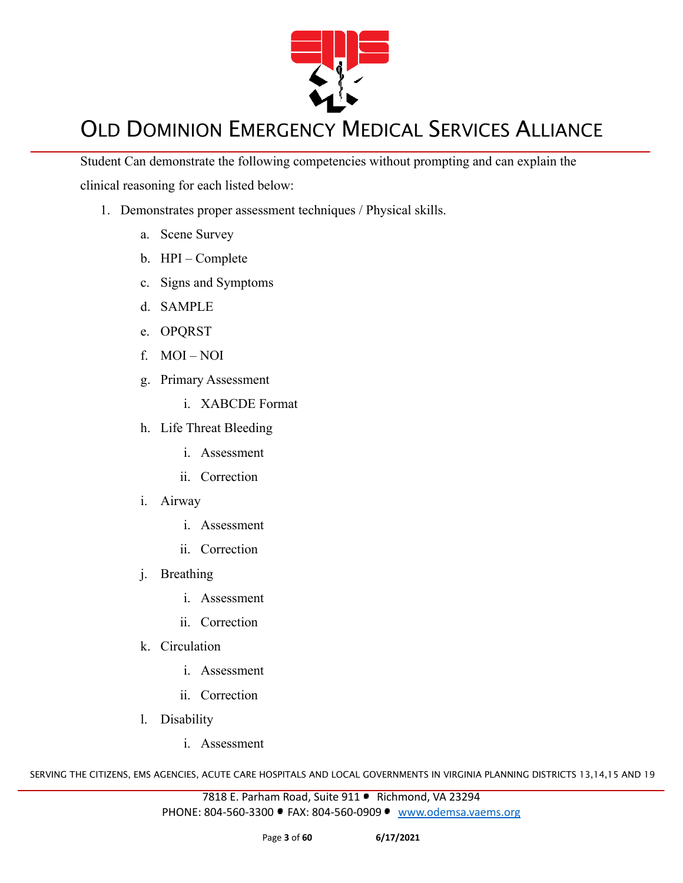Student Can demonstrate the following competencies without prompting and can explain the clinical reasoning for each listed below:

1. Demonstrates proper assessment techniques / Physical skills.
    a. Scene Survey
    b. HPI – Complete
    c. Signs and Symptoms
    d. SAMPLE
    e. OPQRST
    f. MOI – NOI
    g. Primary Assessment
        i. XABCDE Format
    h. Life Threat Bleeding
        i. Assessment
        ii. Correction
    i. Airway
        i. Assessment
        ii. Correction
    j. Breathing
        i. Assessment
        ii. Correction
    k. Circulation
        i. Assessment
        ii. Correction
    l. Disability
        i. Assessment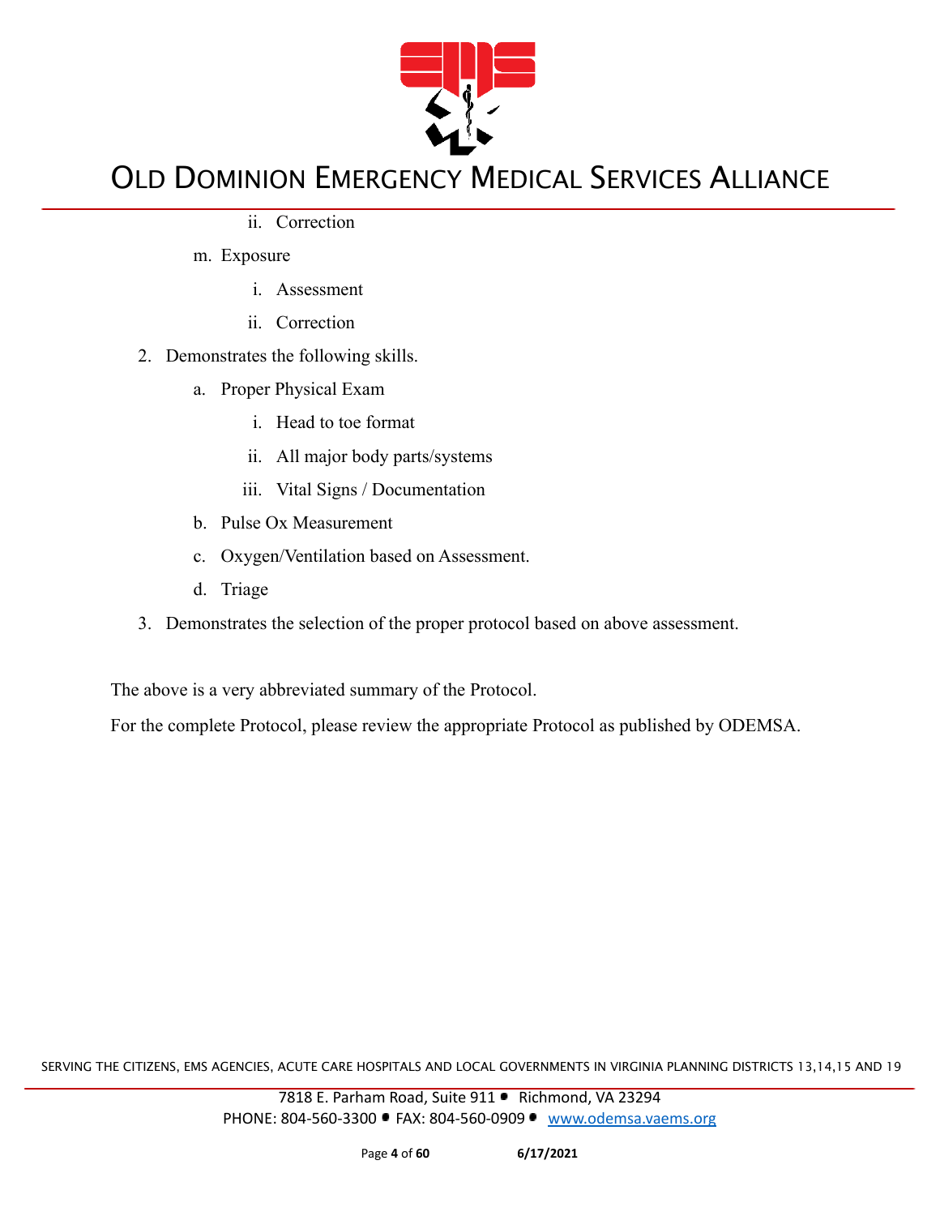ii. Correction

  m. Exposure

    i. Assessment

    ii. Correction

2. Demonstrates the following skills.

  a. Proper Physical Exam

    i. Head to toe format

    ii. All major body parts/systems

    iii. Vital Signs / Documentation

  b. Pulse Ox Measurement

  c. Oxygen/Ventilation based on Assessment.

  d. Triage

3. Demonstrates the selection of the proper protocol based on above assessment.

The above is a very abbreviated summary of the Protocol.

For the complete Protocol, please review the appropriate Protocol as published by ODEMSA.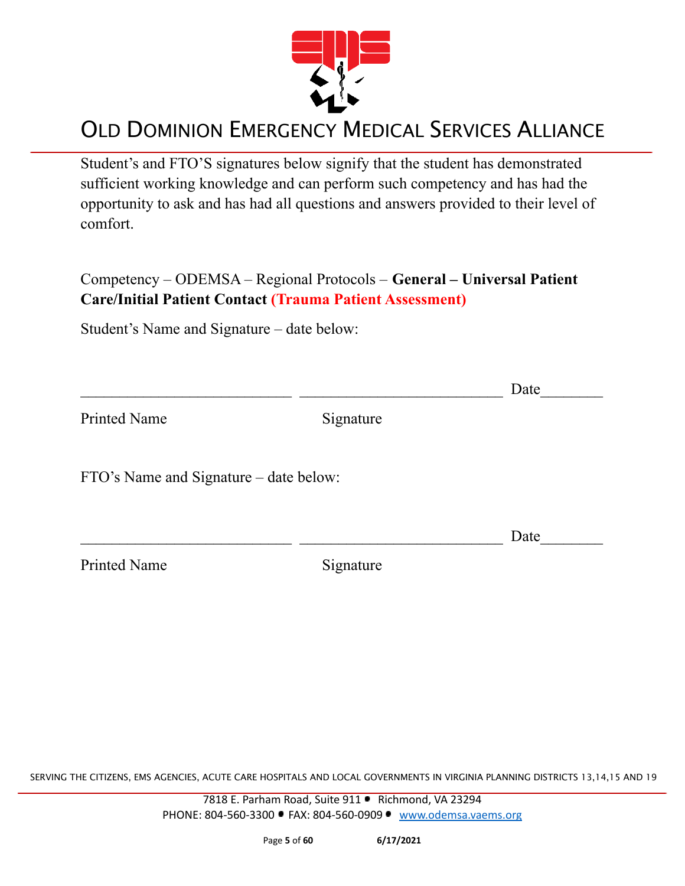Student's and FTO'S signatures below signify that the student has demonstrated sufficient working knowledge and can perform such competency and has had the opportunity to ask and has had all questions and answers provided to their level of comfort.

Competency – ODEMSA – Regional Protocols – **General – Universal Patient Care/Initial Patient Contact (Trauma Patient Assessment)**

Student's Name and Signature – date below:

\_\_\_\_\_\_\_\_\_\_\_\_\_\_\_\_\_\_\_\_\_\_\_\_\_\_\_ \_\_\_\_\_\_\_\_\_\_\_\_\_\_\_\_\_\_\_\_\_\_\_\_\_\_ Date\_\_\_\_\_\_\_\_

Printed Name Signature

FTO's Name and Signature – date below:

\_\_\_\_\_\_\_\_\_\_\_\_\_\_\_\_\_\_\_\_\_\_\_\_\_\_\_ \_\_\_\_\_\_\_\_\_\_\_\_\_\_\_\_\_\_\_\_\_\_\_\_\_\_ Date\_\_\_\_\_\_\_\_

Printed Name Signature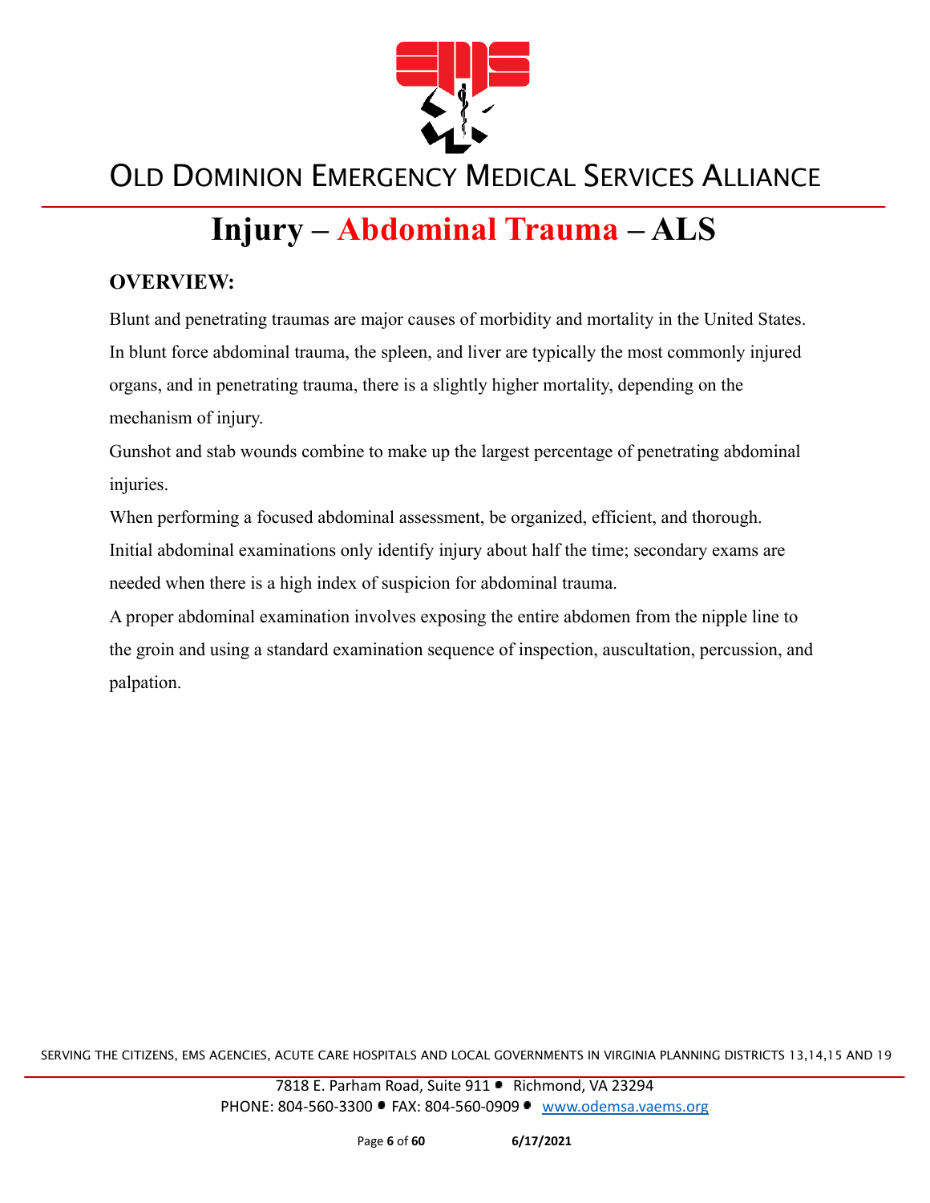# Injury – Abdominal Trauma – ALS

## OVERVIEW:

Blunt and penetrating traumas are major causes of morbidity and mortality in the United States. In blunt force abdominal trauma, the spleen, and liver are typically the most commonly injured organs, and in penetrating trauma, there is a slightly higher mortality, depending on the mechanism of injury.

Gunshot and stab wounds combine to make up the largest percentage of penetrating abdominal injuries.

When performing a focused abdominal assessment, be organized, efficient, and thorough. Initial abdominal examinations only identify injury about half the time; secondary exams are needed when there is a high index of suspicion for abdominal trauma.

A proper abdominal examination involves exposing the entire abdomen from the nipple line to the groin and using a standard examination sequence of inspection, auscultation, percussion, and palpation.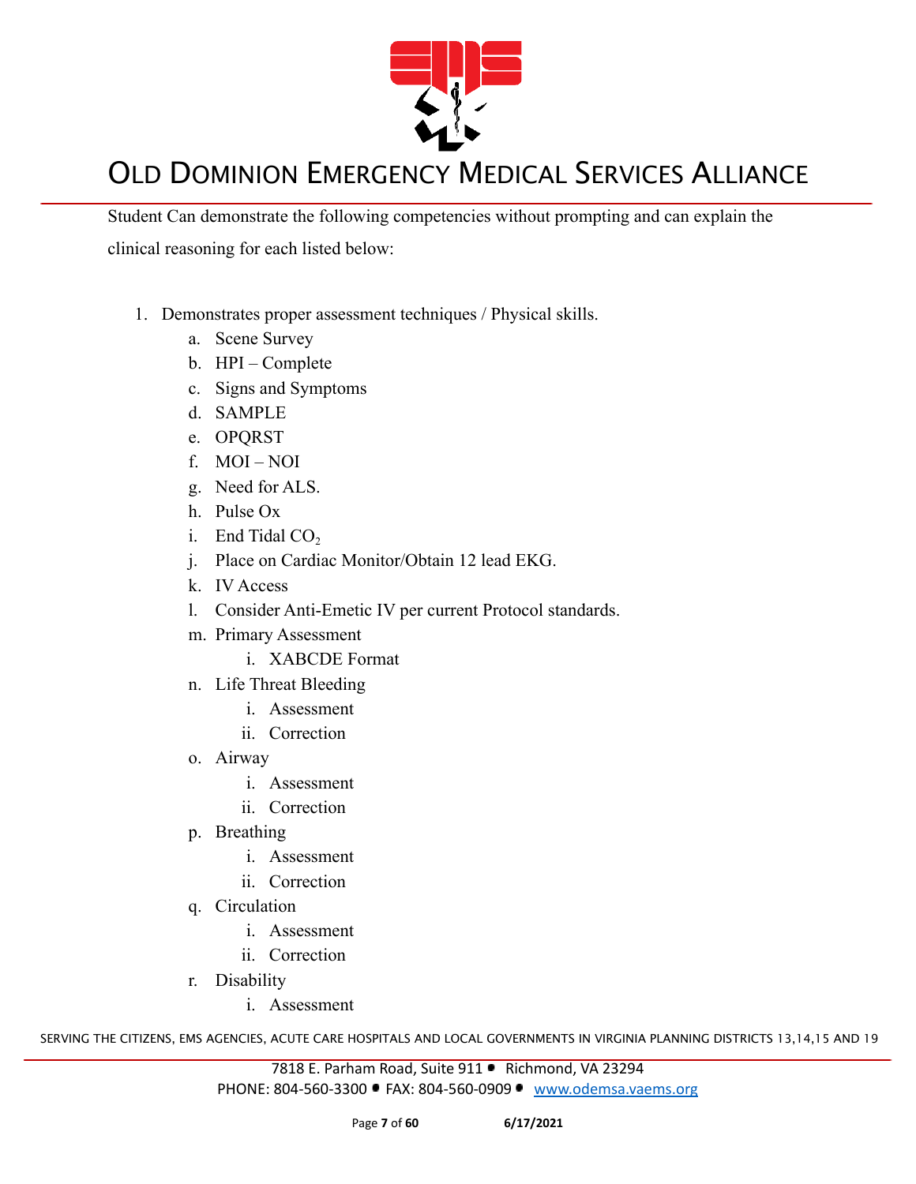Student Can demonstrate the following competencies without prompting and can explain the clinical reasoning for each listed below:

1. Demonstrates proper assessment techniques / Physical skills.
   a. Scene Survey
   b. HPI – Complete
   c. Signs and Symptoms
   d. SAMPLE
   e. OPQRST
   f. MOI – NOI
   g. Need for ALS.
   h. Pulse Ox
   i. End Tidal $CO_2$
   j. Place on Cardiac Monitor/Obtain 12 lead EKG.
   k. IV Access
   l. Consider Anti-Emetic IV per current Protocol standards.
   m. Primary Assessment
      i. XABCDE Format
   n. Life Threat Bleeding
      i. Assessment
      ii. Correction
   o. Airway
      i. Assessment
      ii. Correction
   p. Breathing
      i. Assessment
      ii. Correction
   q. Circulation
      i. Assessment
      ii. Correction
   r. Disability
      i. Assessment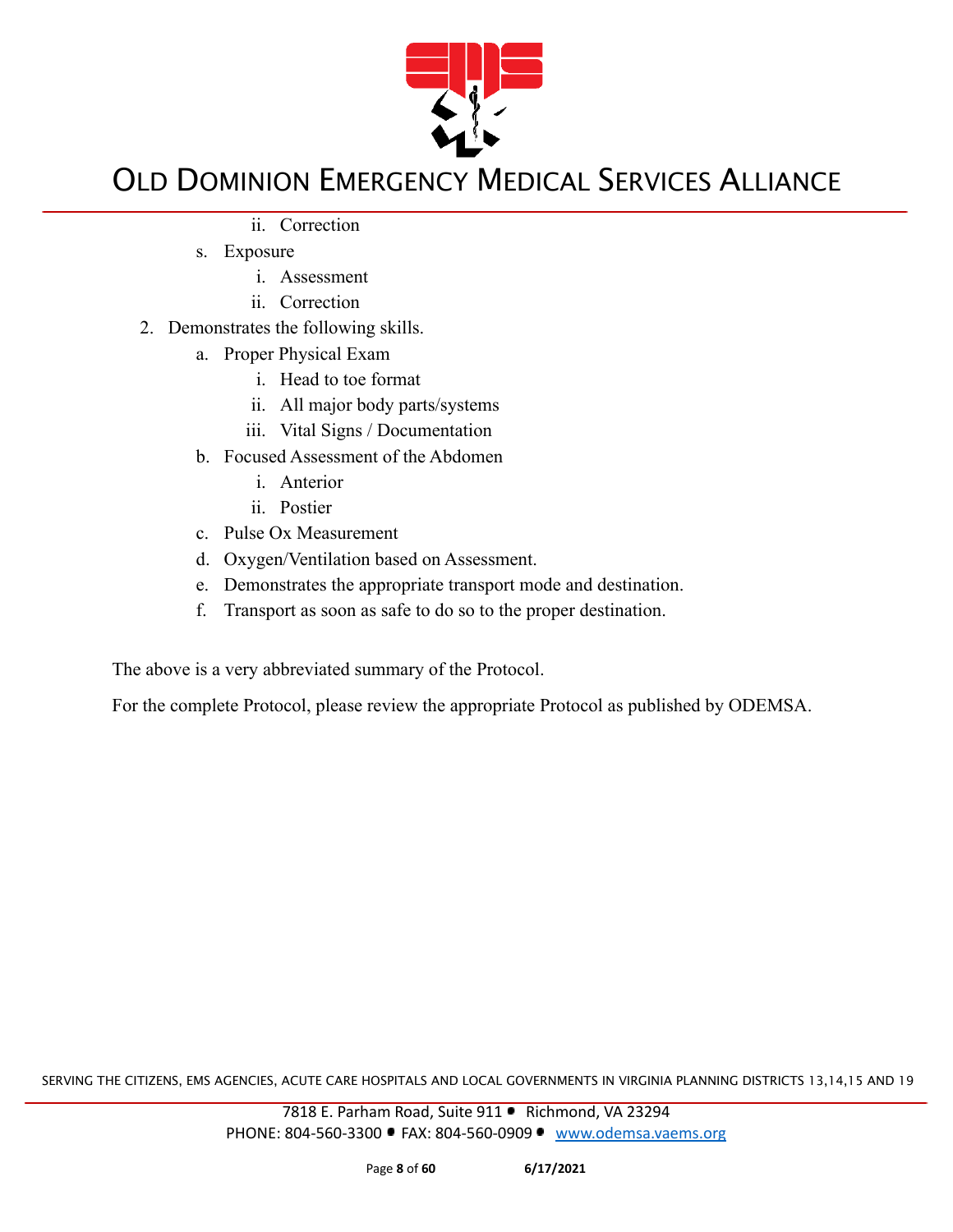- ii. Correction
- s. Exposure
   - i. Assessment
   - ii. Correction

2. Demonstrates the following skills.
   - a. Proper Physical Exam
      - i. Head to toe format
      - ii. All major body parts/systems
      - iii. Vital Signs / Documentation
   - b. Focused Assessment of the Abdomen
      - i. Anterior
      - ii. Postier
   - c. Pulse Ox Measurement
   - d. Oxygen/Ventilation based on Assessment.
   - e. Demonstrates the appropriate transport mode and destination.
   - f. Transport as soon as safe to do so to the proper destination.

The above is a very abbreviated summary of the Protocol.

For the complete Protocol, please review the appropriate Protocol as published by ODEMSA.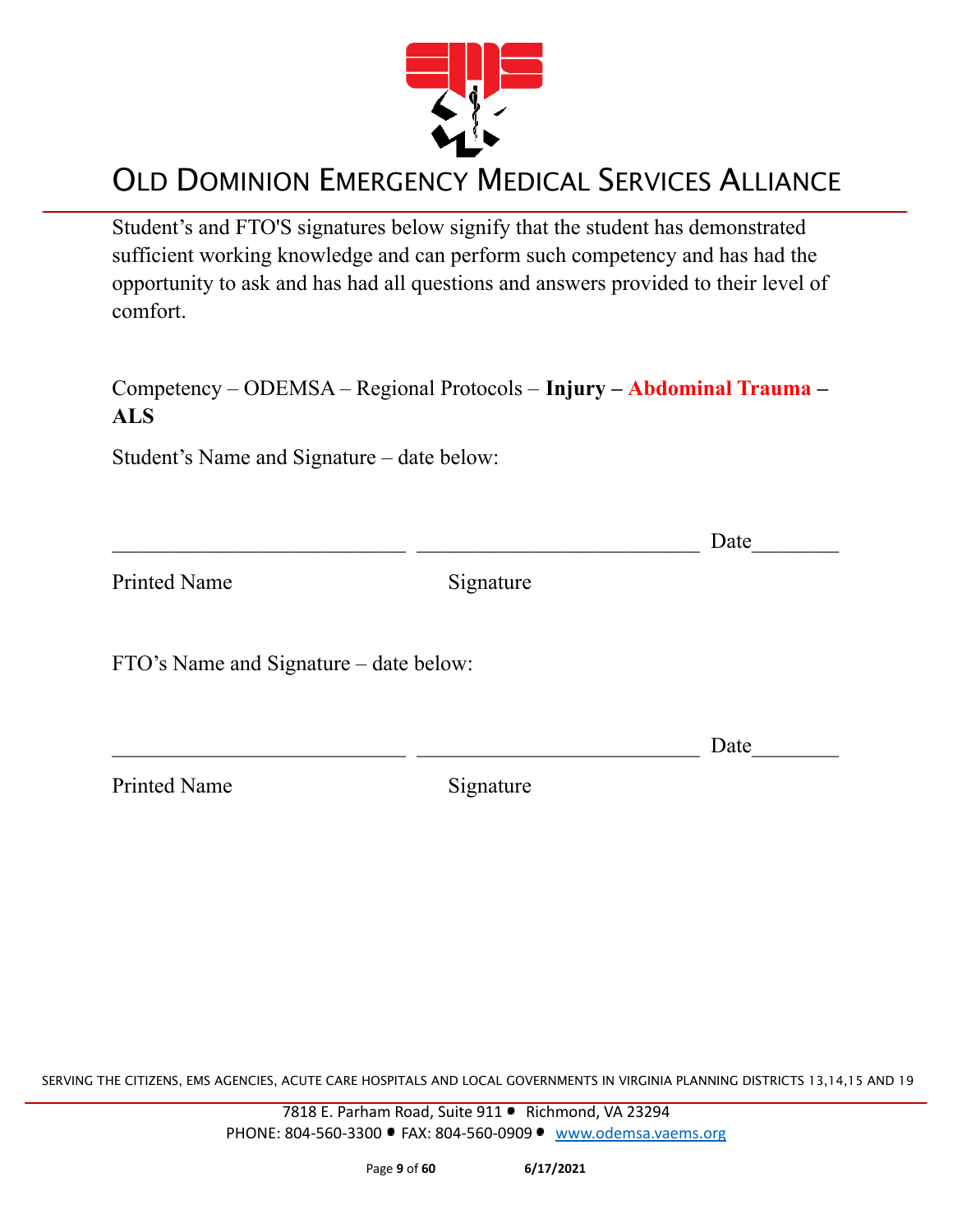Student's and FTO'S signatures below signify that the student has demonstrated sufficient working knowledge and can perform such competency and has had the opportunity to ask and has had all questions and answers provided to their level of comfort.

Competency – ODEMSA – Regional Protocols – **Injury – Abdominal Trauma – ALS**

Student's Name and Signature – date below:

___________________________ ___________________________ Date________

Printed Name Signature

FTO's Name and Signature – date below:

___________________________ ___________________________ Date________

Printed Name Signature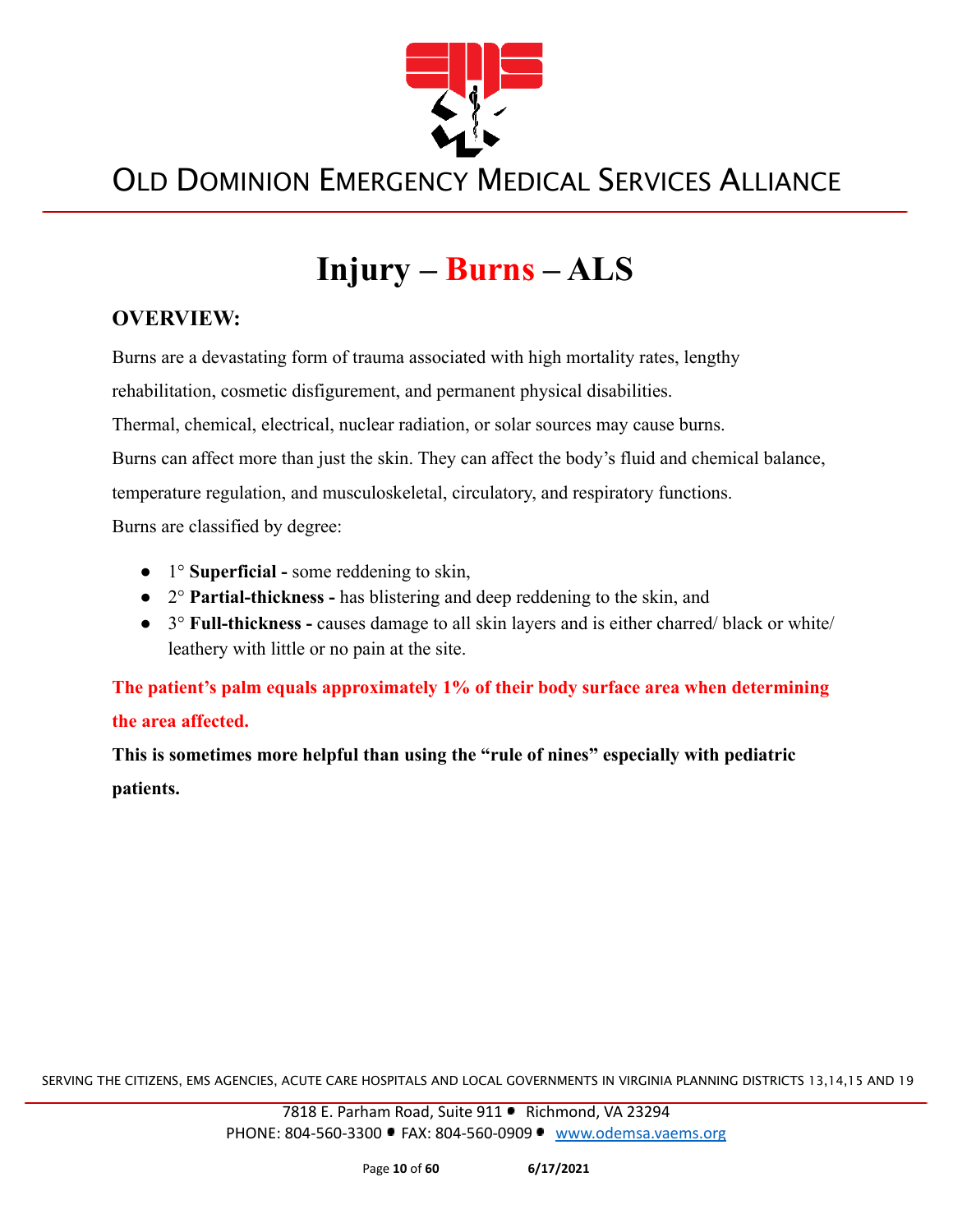# Injury – Burns – ALS

## OVERVIEW:

Burns are a devastating form of trauma associated with high mortality rates, lengthy rehabilitation, cosmetic disfigurement, and permanent physical disabilities.

Thermal, chemical, electrical, nuclear radiation, or solar sources may cause burns.

Burns can affect more than just the skin. They can affect the body's fluid and chemical balance, temperature regulation, and musculoskeletal, circulatory, and respiratory functions.

Burns are classified by degree:

- 1° **Superficial -** some reddening to skin,
- 2° **Partial-thickness -** has blistering and deep reddening to the skin, and
- 3° **Full-thickness -** causes damage to all skin layers and is either charred/ black or white/ leathery with little or no pain at the site.

**The patient's palm equals approximately 1% of their body surface area when determining the area affected.**

**This is sometimes more helpful than using the "rule of nines" especially with pediatric patients.**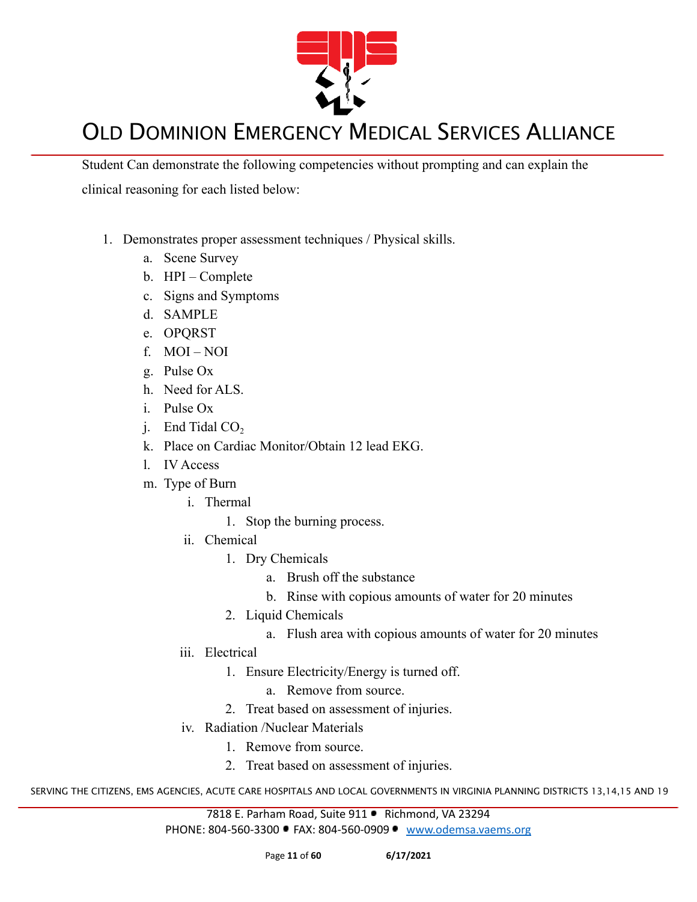Student Can demonstrate the following competencies without prompting and can explain the clinical reasoning for each listed below:

1. Demonstrates proper assessment techniques / Physical skills.
    a. Scene Survey
    b. HPI – Complete
    c. Signs and Symptoms
    d. SAMPLE
    e. OPQRST
    f. MOI – NOI
    g. Pulse Ox
    h. Need for ALS.
    i. Pulse Ox
    j. End Tidal $CO_2$
    k. Place on Cardiac Monitor/Obtain 12 lead EKG.
    l. IV Access
    m. Type of Burn
        i. Thermal
            1. Stop the burning process.
        ii. Chemical
            1. Dry Chemicals
                a. Brush off the substance
                b. Rinse with copious amounts of water for 20 minutes
            2. Liquid Chemicals
                a. Flush area with copious amounts of water for 20 minutes
        iii. Electrical
            1. Ensure Electricity/Energy is turned off.
                a. Remove from source.
            2. Treat based on assessment of injuries.
        iv. Radiation /Nuclear Materials
            1. Remove from source.
            2. Treat based on assessment of injuries.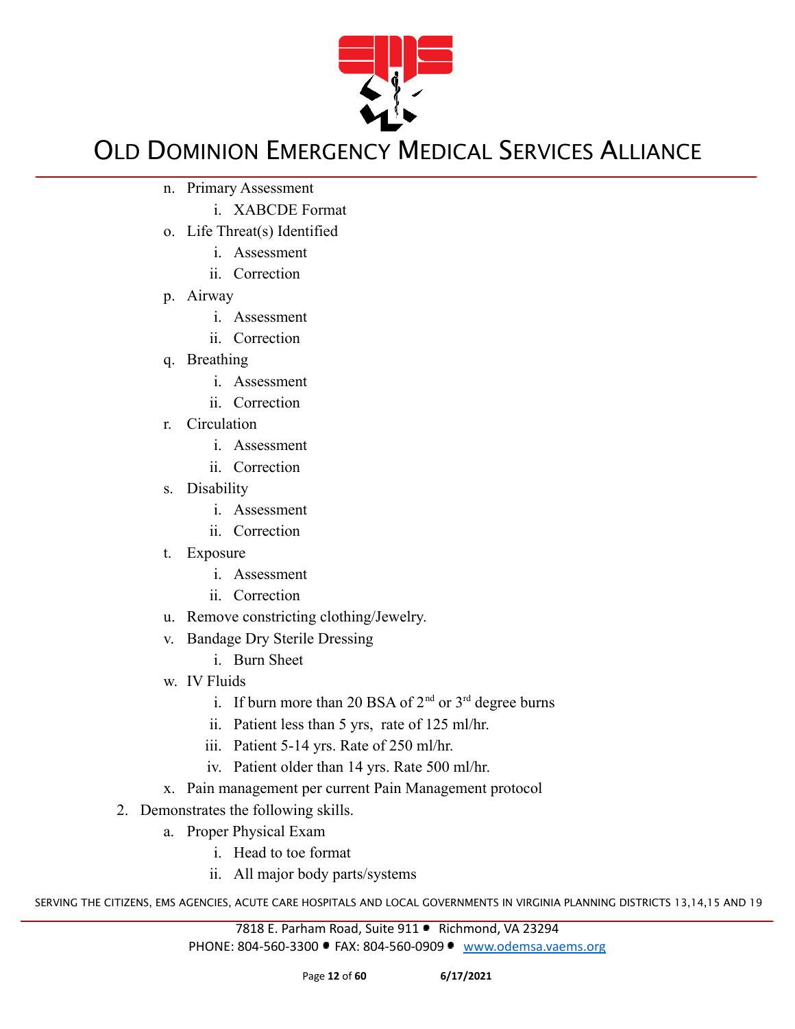n. Primary Assessment
    i. XABCDE Format
o. Life Threat(s) Identified
    i. Assessment
    ii. Correction
p. Airway
    i. Assessment
    ii. Correction
q. Breathing
    i. Assessment
    ii. Correction
r. Circulation
    i. Assessment
    ii. Correction
s. Disability
    i. Assessment
    ii. Correction
t. Exposure
    i. Assessment
    ii. Correction
u. Remove constricting clothing/Jewelry.
v. Bandage Dry Sterile Dressing
    i. Burn Sheet
w. IV Fluids
    i. If burn more than 20 BSA of 2nd or 3rd degree burns
    ii. Patient less than 5 yrs, rate of 125 ml/hr.
    iii. Patient 5-14 yrs. Rate of 250 ml/hr.
    iv. Patient older than 14 yrs. Rate 500 ml/hr.
x. Pain management per current Pain Management protocol

2. Demonstrates the following skills.
    a. Proper Physical Exam
        i. Head to toe format
        ii. All major body parts/systems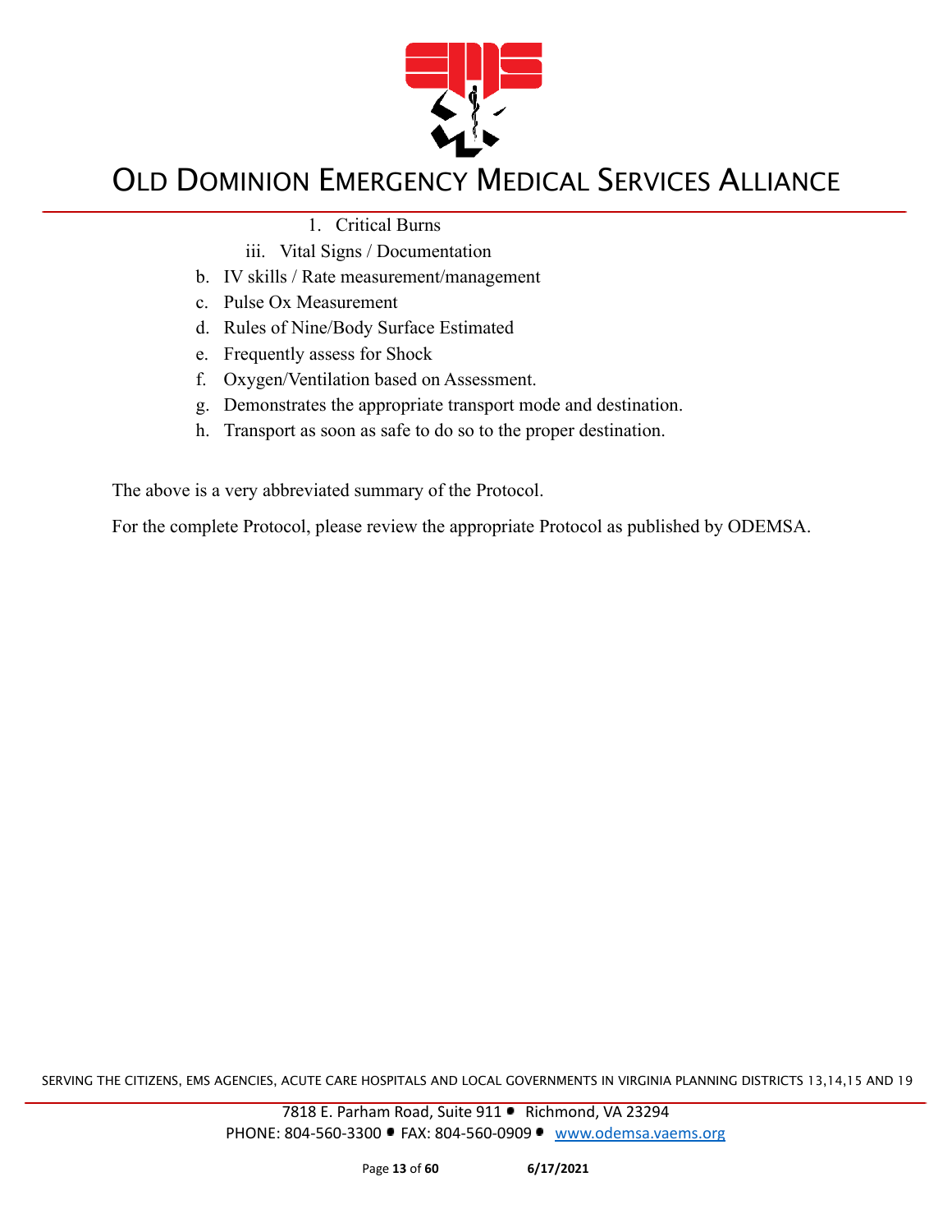1. Critical Burns

iii. Vital Signs / Documentation

b. IV skills / Rate measurement/management
c. Pulse Ox Measurement
d. Rules of Nine/Body Surface Estimated
e. Frequently assess for Shock
f. Oxygen/Ventilation based on Assessment.
g. Demonstrates the appropriate transport mode and destination.
h. Transport as soon as safe to do so to the proper destination.

The above is a very abbreviated summary of the Protocol.

For the complete Protocol, please review the appropriate Protocol as published by ODEMSA.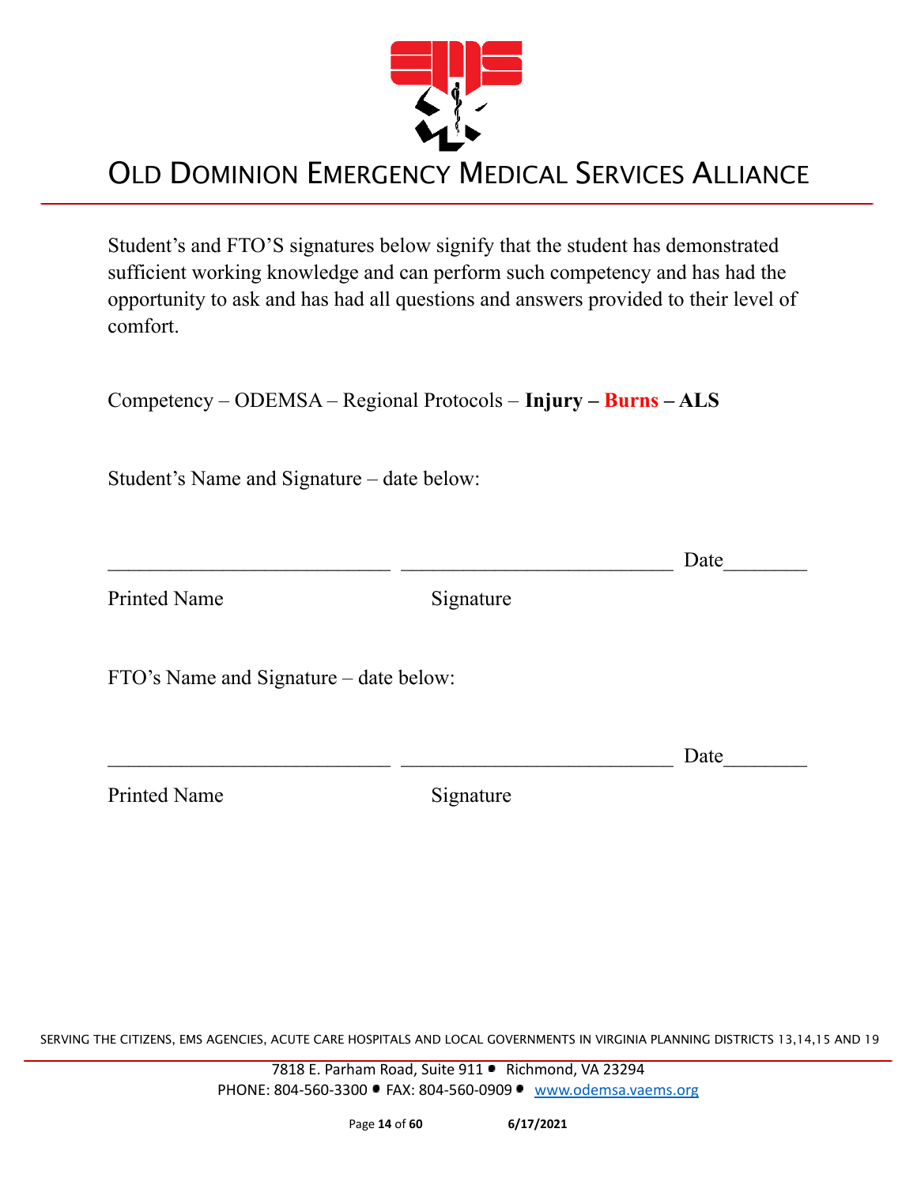Student's and FTO'S signatures below signify that the student has demonstrated sufficient working knowledge and can perform such competency and has had the opportunity to ask and has had all questions and answers provided to their level of comfort.

Competency – ODEMSA – Regional Protocols – **Injury – Burns – ALS**

Student's Name and Signature – date below:

___________________________ ___________________________ Date________

Printed Name Signature

FTO's Name and Signature – date below:

___________________________ ___________________________ Date________

Printed Name Signature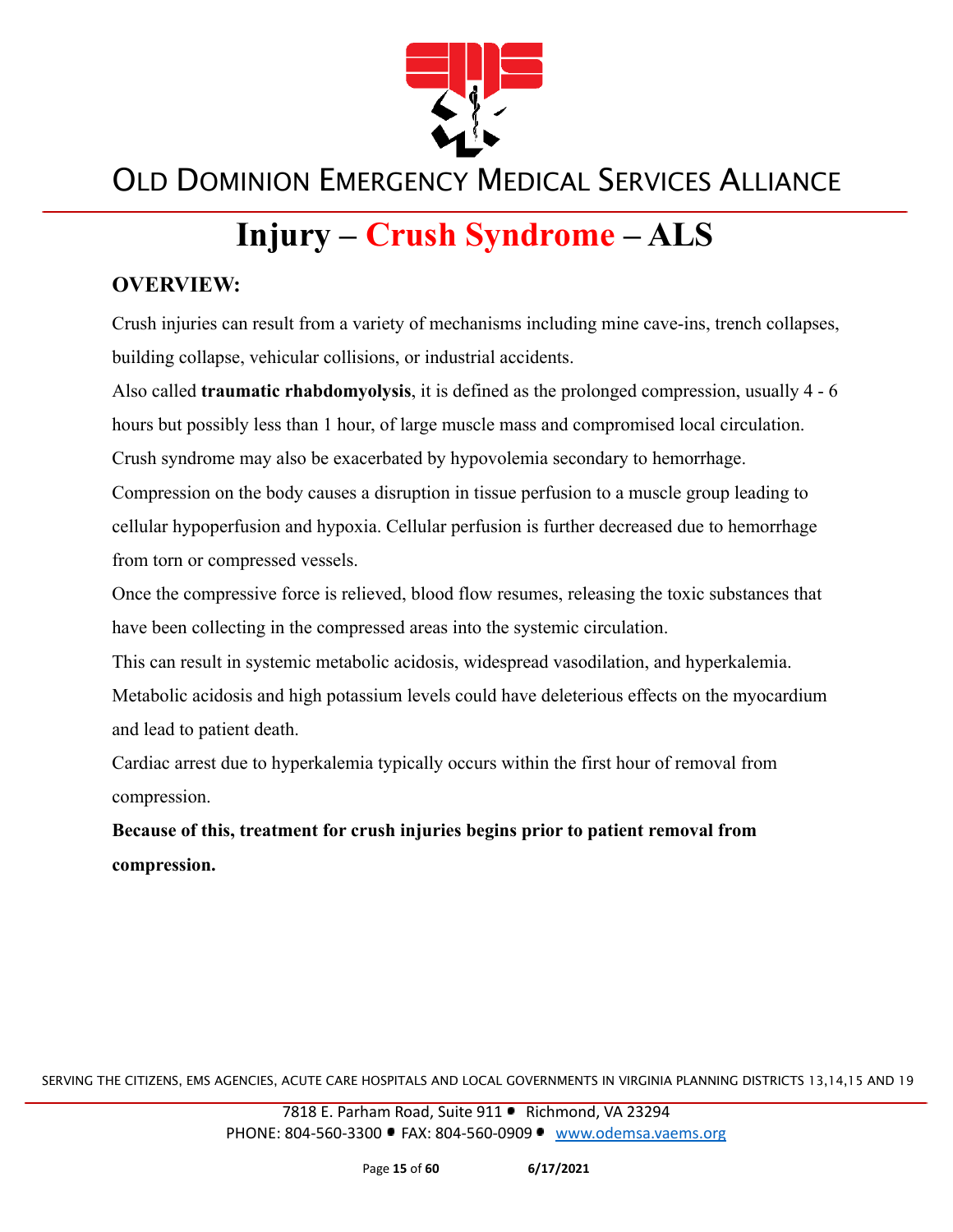# Injury – Crush Syndrome – ALS

## OVERVIEW:

Crush injuries can result from a variety of mechanisms including mine cave-ins, trench collapses, building collapse, vehicular collisions, or industrial accidents.

Also called **traumatic rhabdomyolysis**, it is defined as the prolonged compression, usually 4 - 6 hours but possibly less than 1 hour, of large muscle mass and compromised local circulation.

Crush syndrome may also be exacerbated by hypovolemia secondary to hemorrhage.

Compression on the body causes a disruption in tissue perfusion to a muscle group leading to cellular hypoperfusion and hypoxia. Cellular perfusion is further decreased due to hemorrhage from torn or compressed vessels.

Once the compressive force is relieved, blood flow resumes, releasing the toxic substances that have been collecting in the compressed areas into the systemic circulation.

This can result in systemic metabolic acidosis, widespread vasodilation, and hyperkalemia.

Metabolic acidosis and high potassium levels could have deleterious effects on the myocardium and lead to patient death.

Cardiac arrest due to hyperkalemia typically occurs within the first hour of removal from compression.

**Because of this, treatment for crush injuries begins prior to patient removal from compression.**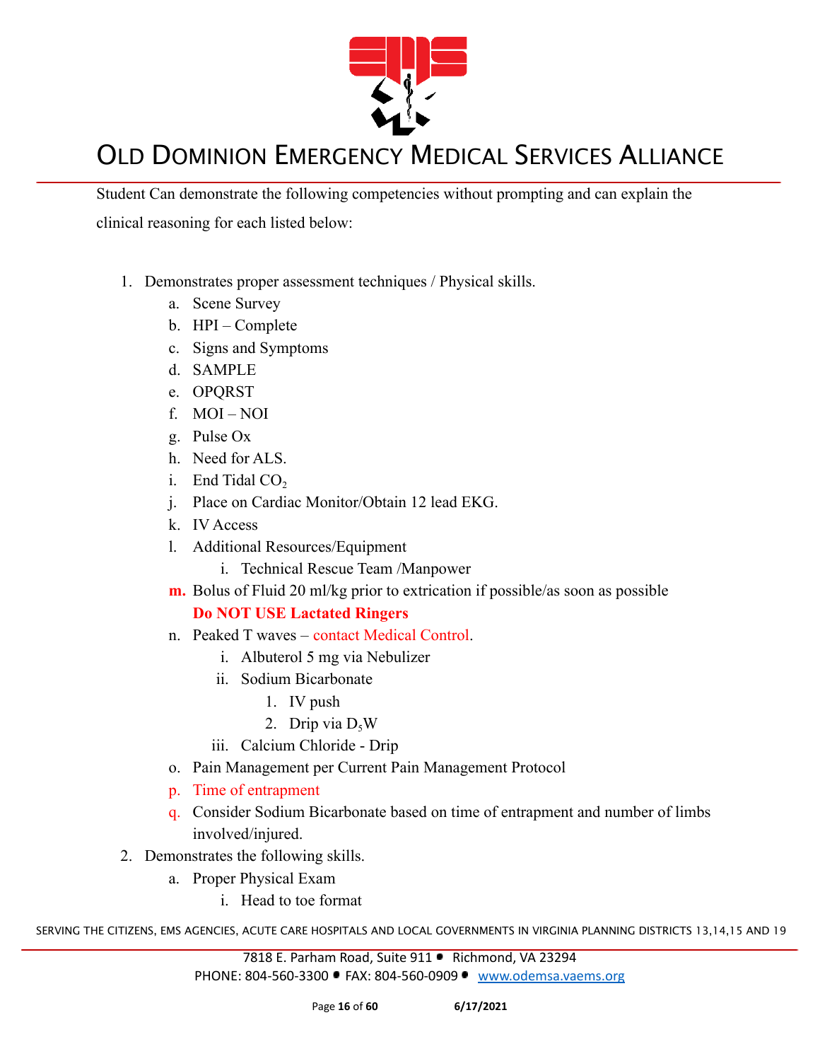Student Can demonstrate the following competencies without prompting and can explain the clinical reasoning for each listed below:

1. Demonstrates proper assessment techniques / Physical skills.
   a. Scene Survey
   b. HPI – Complete
   c. Signs and Symptoms
   d. SAMPLE
   e. OPQRST
   f. MOI – NOI
   g. Pulse Ox
   h. Need for ALS.
   i. End Tidal $CO_2$
   j. Place on Cardiac Monitor/Obtain 12 lead EKG.
   k. IV Access
   l. Additional Resources/Equipment
      i. Technical Rescue Team /Manpower
   **m.** Bolus of Fluid 20 ml/kg prior to extrication if possible/as soon as possible **Do NOT USE Lactated Ringers**
   n. Peaked T waves – contact Medical Control.
      i. Albuterol 5 mg via Nebulizer
      ii. Sodium Bicarbonate
         1. IV push
         2. Drip via $D_5W$
      iii. Calcium Chloride - Drip
   o. Pain Management per Current Pain Management Protocol
   p. Time of entrapment
   q. Consider Sodium Bicarbonate based on time of entrapment and number of limbs involved/injured.
2. Demonstrates the following skills.
   a. Proper Physical Exam
      i. Head to toe format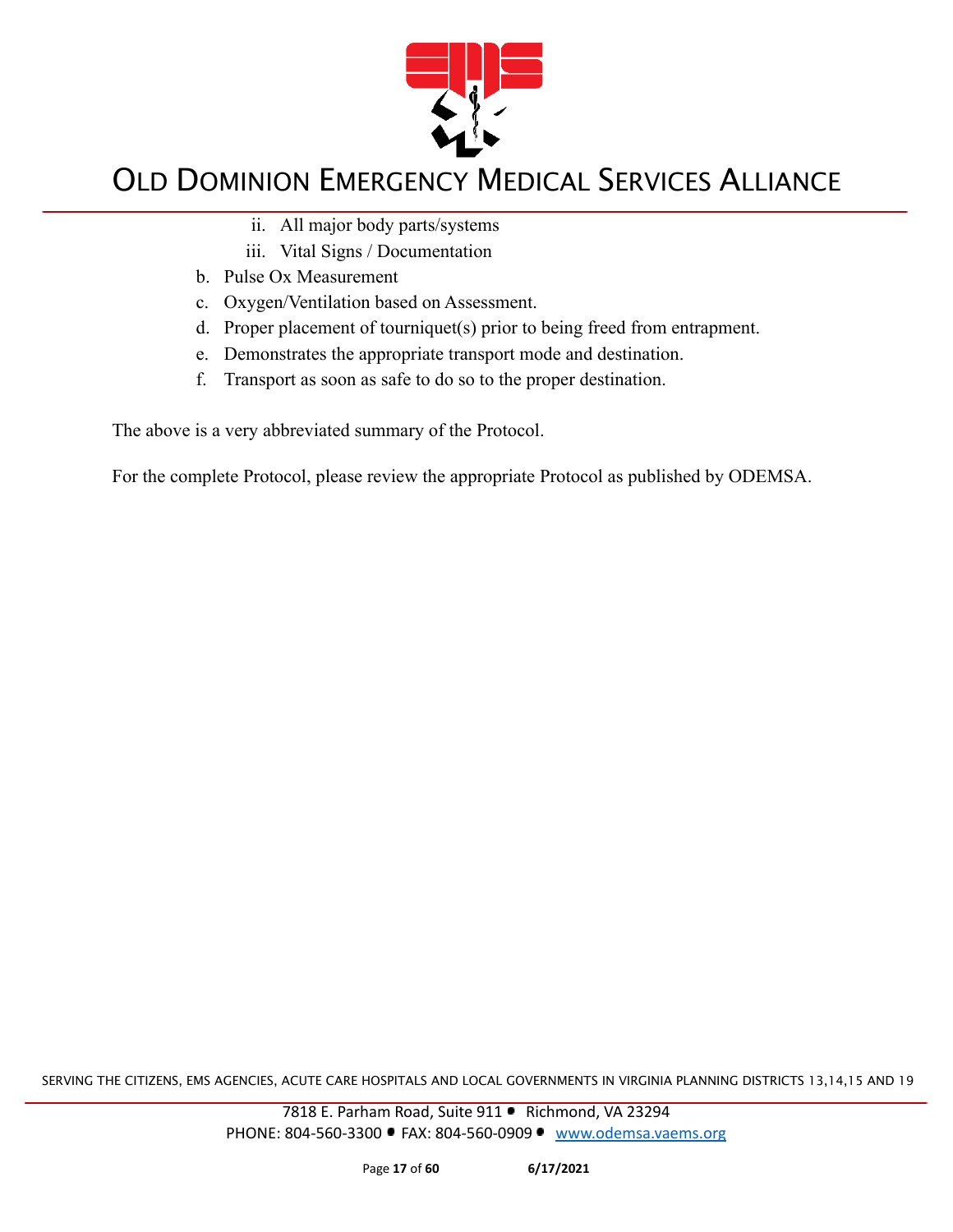ii. All major body parts/systems
   iii. Vital Signs / Documentation

b. Pulse Ox Measurement
c. Oxygen/Ventilation based on Assessment.
d. Proper placement of tourniquet(s) prior to being freed from entrapment.
e. Demonstrates the appropriate transport mode and destination.
f. Transport as soon as safe to do so to the proper destination.

The above is a very abbreviated summary of the Protocol.

For the complete Protocol, please review the appropriate Protocol as published by ODEMSA.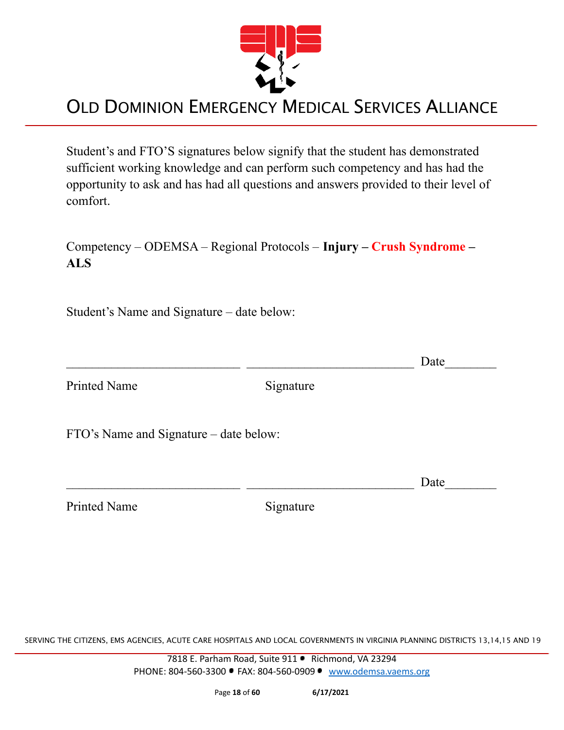# OLD DOMINION EMERGENCY MEDICAL SERVICES ALLIANCE

Student's and FTO'S signatures below signify that the student has demonstrated sufficient working knowledge and can perform such competency and has had the opportunity to ask and has had all questions and answers provided to their level of comfort.

Competency – ODEMSA – Regional Protocols – **Injury – Crush Syndrome – ALS**

Student's Name and Signature – date below:

\_\_\_\_\_\_\_\_\_\_\_\_\_\_\_\_\_\_\_\_\_\_\_\_\_\_\_\_ \_\_\_\_\_\_\_\_\_\_\_\_\_\_\_\_\_\_\_\_\_\_\_\_\_\_\_ Date\_\_\_\_\_\_\_\_

Printed Name                    Signature

FTO's Name and Signature – date below:

\_\_\_\_\_\_\_\_\_\_\_\_\_\_\_\_\_\_\_\_\_\_\_\_\_\_\_\_ \_\_\_\_\_\_\_\_\_\_\_\_\_\_\_\_\_\_\_\_\_\_\_\_\_\_\_ Date\_\_\_\_\_\_\_\_

Printed Name                    Signature

SERVING THE CITIZENS, EMS AGENCIES, ACUTE CARE HOSPITALS AND LOCAL GOVERNMENTS IN VIRGINIA PLANNING DISTRICTS 13,14,15 AND 19

7818 E. Parham Road, Suite 911 • Richmond, VA 23294
PHONE: 804-560-3300 • FAX: 804-560-0909 • www.odemsa.vaems.org

6/17/2021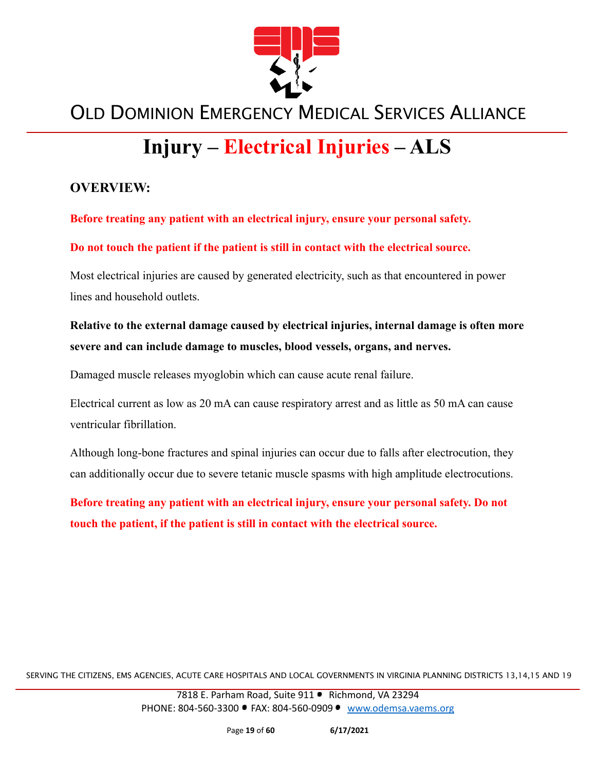# Injury – Electrical Injuries – ALS

## OVERVIEW:

**Before treating any patient with an electrical injury, ensure your personal safety.**

**Do not touch the patient if the patient is still in contact with the electrical source.**

Most electrical injuries are caused by generated electricity, such as that encountered in power lines and household outlets.

**Relative to the external damage caused by electrical injuries, internal damage is often more severe and can include damage to muscles, blood vessels, organs, and nerves.**

Damaged muscle releases myoglobin which can cause acute renal failure.

Electrical current as low as 20 mA can cause respiratory arrest and as little as 50 mA can cause ventricular fibrillation.

Although long-bone fractures and spinal injuries can occur due to falls after electrocution, they can additionally occur due to severe tetanic muscle spasms with high amplitude electrocutions.

**Before treating any patient with an electrical injury, ensure your personal safety. Do not touch the patient, if the patient is still in contact with the electrical source.**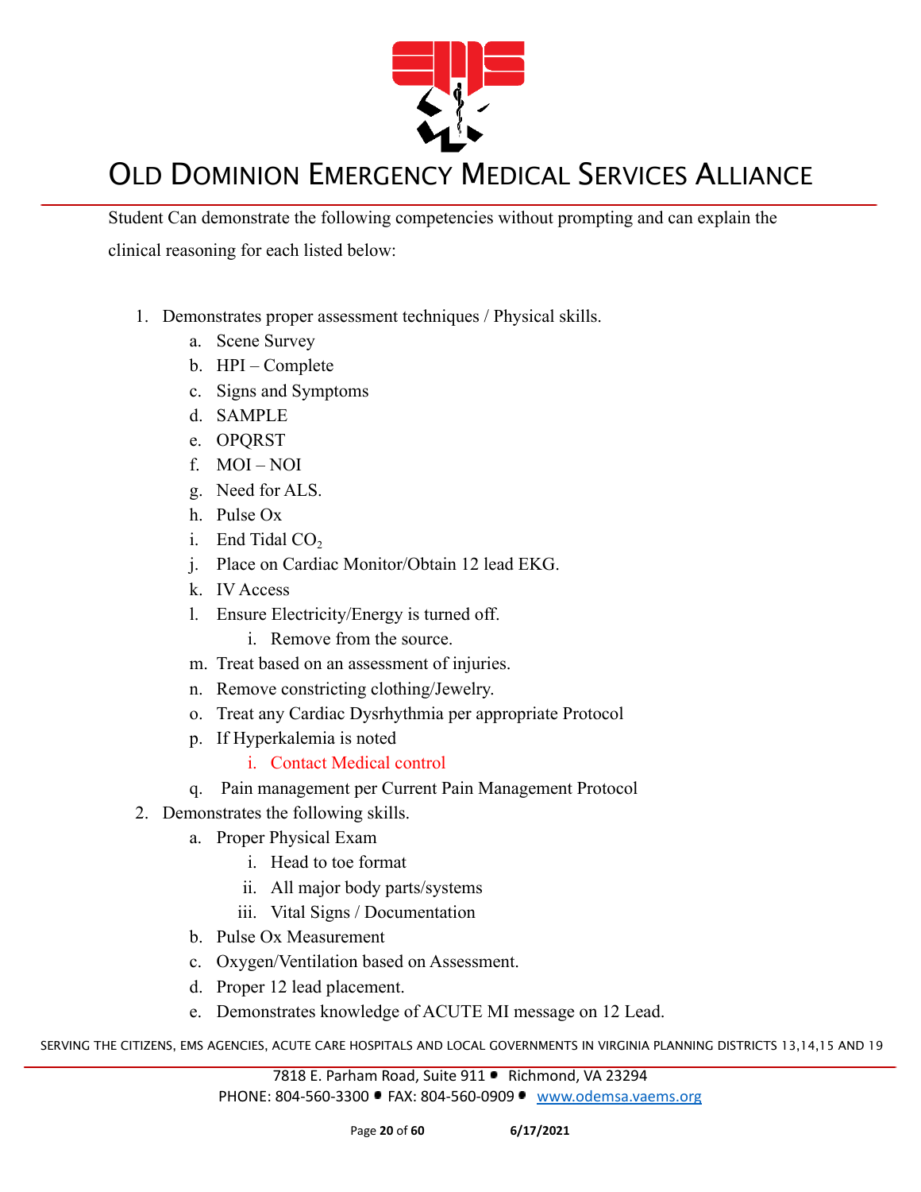Student Can demonstrate the following competencies without prompting and can explain the clinical reasoning for each listed below:

1. Demonstrates proper assessment techniques / Physical skills.
    a. Scene Survey
    b. HPI – Complete
    c. Signs and Symptoms
    d. SAMPLE
    e. OPQRST
    f. MOI – NOI
    g. Need for ALS.
    h. Pulse Ox
    i. End Tidal $CO_2$
    j. Place on Cardiac Monitor/Obtain 12 lead EKG.
    k. IV Access
    l. Ensure Electricity/Energy is turned off.
        i. Remove from the source.
    m. Treat based on an assessment of injuries.
    n. Remove constricting clothing/Jewelry.
    o. Treat any Cardiac Dysrhythmia per appropriate Protocol
    p. If Hyperkalemia is noted
        i. Contact Medical control
    q. Pain management per Current Pain Management Protocol
2. Demonstrates the following skills.
    a. Proper Physical Exam
        i. Head to toe format
        ii. All major body parts/systems
        iii. Vital Signs / Documentation
    b. Pulse Ox Measurement
    c. Oxygen/Ventilation based on Assessment.
    d. Proper 12 lead placement.
    e. Demonstrates knowledge of ACUTE MI message on 12 Lead.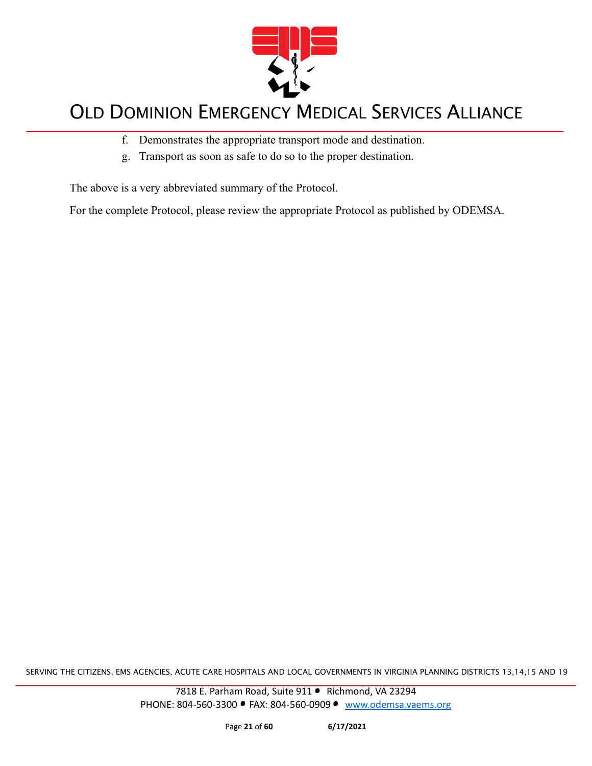f. Demonstrates the appropriate transport mode and destination.
g. Transport as soon as safe to do so to the proper destination.

The above is a very abbreviated summary of the Protocol.

For the complete Protocol, please review the appropriate Protocol as published by ODEMSA.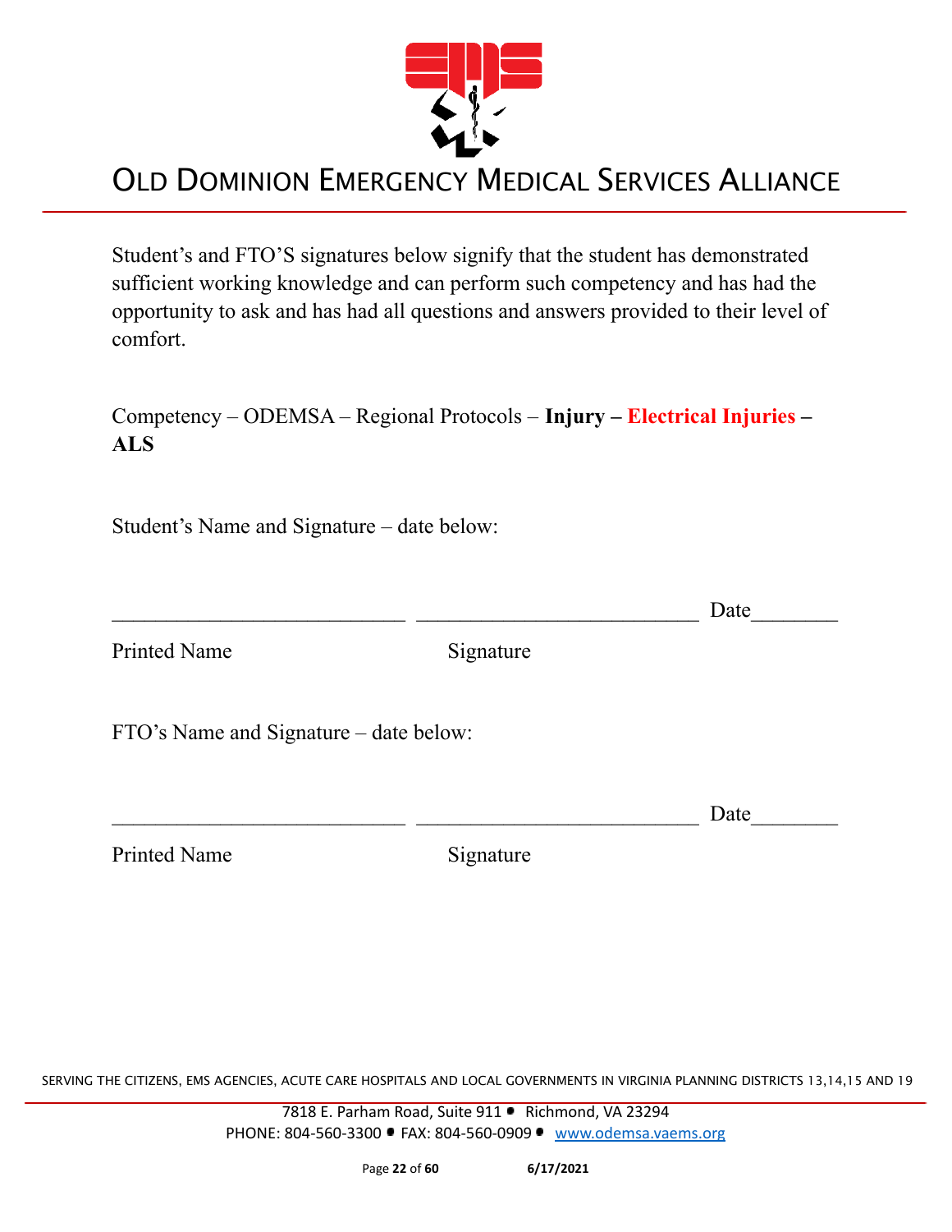# OLD DOMINION EMERGENCY MEDICAL SERVICES ALLIANCE

Student's and FTO'S signatures below signify that the student has demonstrated sufficient working knowledge and can perform such competency and has had the opportunity to ask and has had all questions and answers provided to their level of comfort.

Competency – ODEMSA – Regional Protocols – **Injury – Electrical Injuries – ALS**

Student's Name and Signature – date below:

___________________________ ___________________________ Date________

Printed Name Signature

FTO's Name and Signature – date below:

___________________________ ___________________________ Date________

Printed Name Signature

SERVING THE CITIZENS, EMS AGENCIES, ACUTE CARE HOSPITALS AND LOCAL GOVERNMENTS IN VIRGINIA PLANNING DISTRICTS 13,14,15 AND 19

7818 E. Parham Road, Suite 911 • Richmond, VA 23294
PHONE: 804-560-3300 • FAX: 804-560-0909 • www.odemsa.vaems.org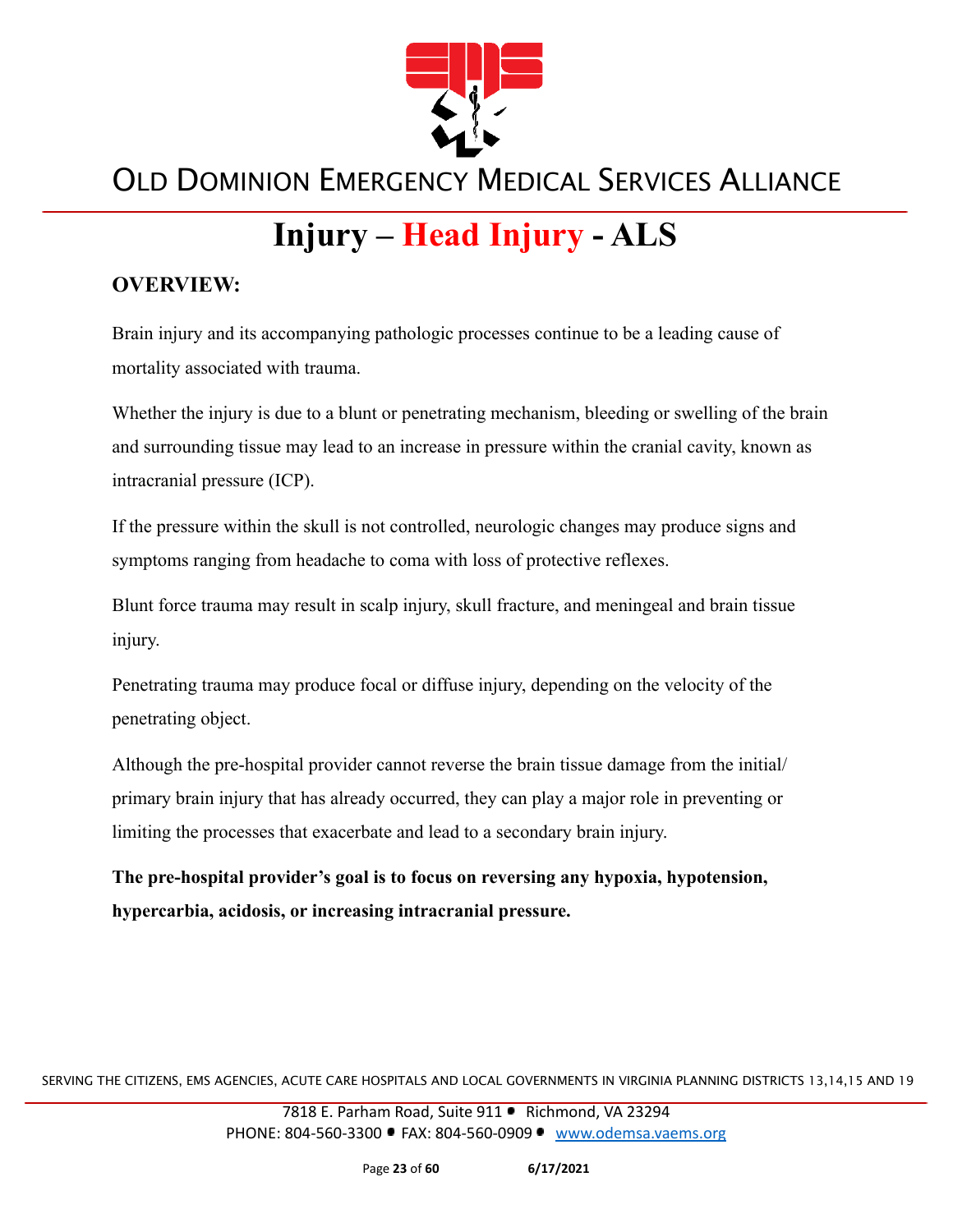# Injury – Head Injury - ALS

## OVERVIEW:

Brain injury and its accompanying pathologic processes continue to be a leading cause of mortality associated with trauma.

Whether the injury is due to a blunt or penetrating mechanism, bleeding or swelling of the brain and surrounding tissue may lead to an increase in pressure within the cranial cavity, known as intracranial pressure (ICP).

If the pressure within the skull is not controlled, neurologic changes may produce signs and symptoms ranging from headache to coma with loss of protective reflexes.

Blunt force trauma may result in scalp injury, skull fracture, and meningeal and brain tissue injury.

Penetrating trauma may produce focal or diffuse injury, depending on the velocity of the penetrating object.

Although the pre-hospital provider cannot reverse the brain tissue damage from the initial/ primary brain injury that has already occurred, they can play a major role in preventing or limiting the processes that exacerbate and lead to a secondary brain injury.

**The pre-hospital provider's goal is to focus on reversing any hypoxia, hypotension, hypercarbia, acidosis, or increasing intracranial pressure.**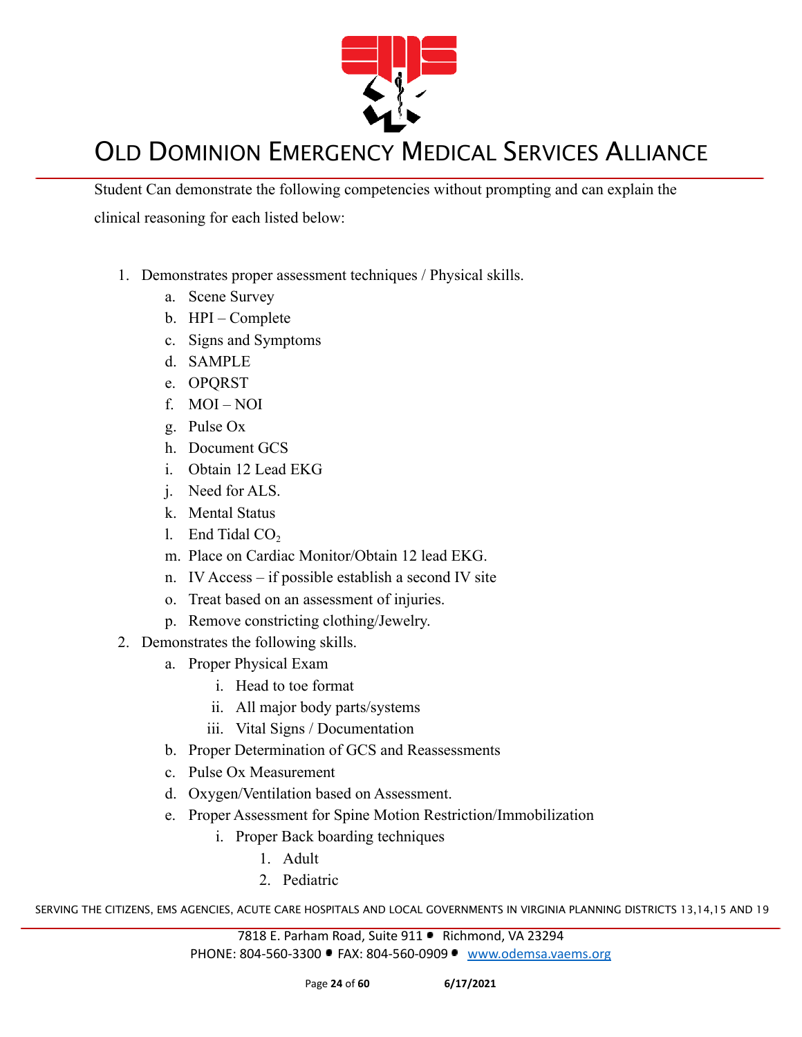Student Can demonstrate the following competencies without prompting and can explain the clinical reasoning for each listed below:

1. Demonstrates proper assessment techniques / Physical skills.
    a. Scene Survey
    b. HPI – Complete
    c. Signs and Symptoms
    d. SAMPLE
    e. OPQRST
    f. MOI – NOI
    g. Pulse Ox
    h. Document GCS
    i. Obtain 12 Lead EKG
    j. Need for ALS.
    k. Mental Status
    l. End Tidal $CO_2$
    m. Place on Cardiac Monitor/Obtain 12 lead EKG.
    n. IV Access – if possible establish a second IV site
    o. Treat based on an assessment of injuries.
    p. Remove constricting clothing/Jewelry.
2. Demonstrates the following skills.
    a. Proper Physical Exam
        i. Head to toe format
        ii. All major body parts/systems
        iii. Vital Signs / Documentation
    b. Proper Determination of GCS and Reassessments
    c. Pulse Ox Measurement
    d. Oxygen/Ventilation based on Assessment.
    e. Proper Assessment for Spine Motion Restriction/Immobilization
        i. Proper Back boarding techniques
            1. Adult
            2. Pediatric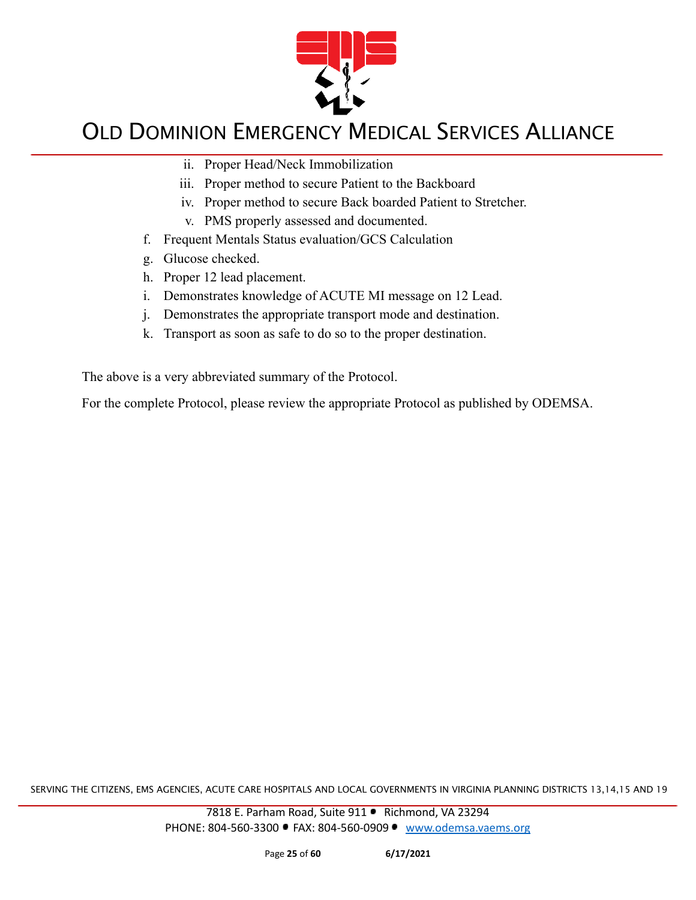ii. Proper Head/Neck Immobilization
   iii. Proper method to secure Patient to the Backboard
   iv. Proper method to secure Back boarded Patient to Stretcher.
   v. PMS properly assessed and documented.

f. Frequent Mentals Status evaluation/GCS Calculation
g. Glucose checked.
h. Proper 12 lead placement.
i. Demonstrates knowledge of ACUTE MI message on 12 Lead.
j. Demonstrates the appropriate transport mode and destination.
k. Transport as soon as safe to do so to the proper destination.

The above is a very abbreviated summary of the Protocol.

For the complete Protocol, please review the appropriate Protocol as published by ODEMSA.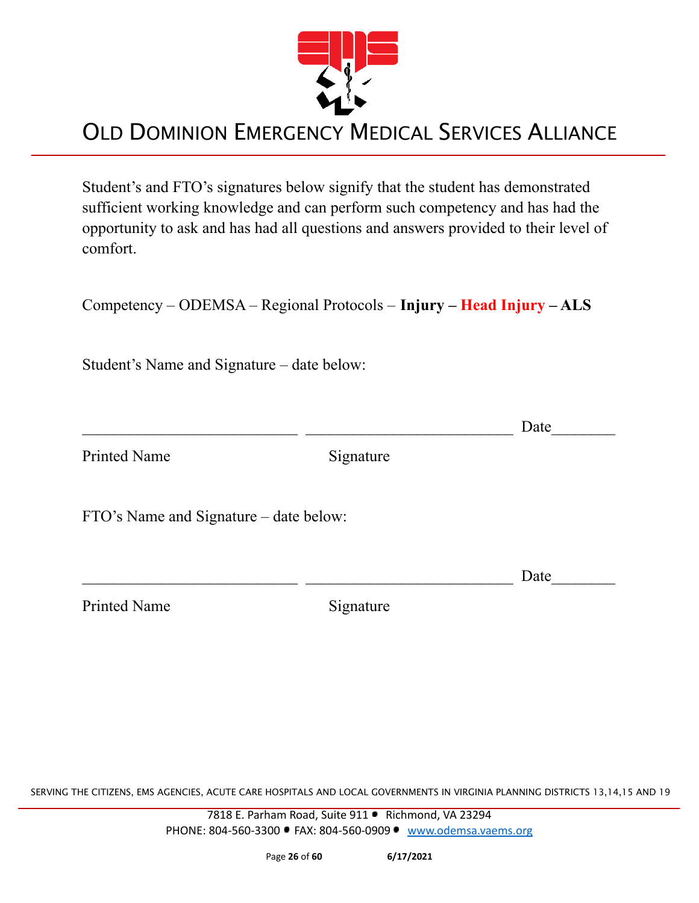Student's and FTO's signatures below signify that the student has demonstrated sufficient working knowledge and can perform such competency and has had the opportunity to ask and has had all questions and answers provided to their level of comfort.

Competency – ODEMSA – Regional Protocols – **Injury – Head Injury – ALS**

Student's Name and Signature – date below:

___________________________ ___________________________ Date________

Printed Name                    Signature

FTO's Name and Signature – date below:

___________________________ ___________________________ Date________

Printed Name                    Signature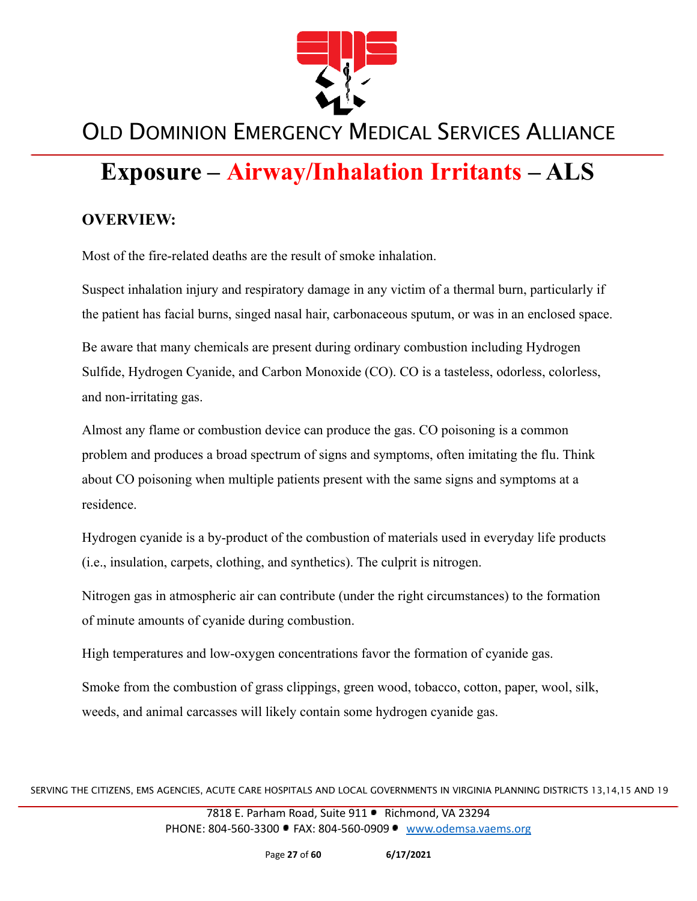# Exposure – Airway/Inhalation Irritants – ALS

## OVERVIEW:

Most of the fire-related deaths are the result of smoke inhalation.

Suspect inhalation injury and respiratory damage in any victim of a thermal burn, particularly if the patient has facial burns, singed nasal hair, carbonaceous sputum, or was in an enclosed space.

Be aware that many chemicals are present during ordinary combustion including Hydrogen Sulfide, Hydrogen Cyanide, and Carbon Monoxide (CO). CO is a tasteless, odorless, colorless, and non-irritating gas.

Almost any flame or combustion device can produce the gas. CO poisoning is a common problem and produces a broad spectrum of signs and symptoms, often imitating the flu. Think about CO poisoning when multiple patients present with the same signs and symptoms at a residence.

Hydrogen cyanide is a by-product of the combustion of materials used in everyday life products (i.e., insulation, carpets, clothing, and synthetics). The culprit is nitrogen.

Nitrogen gas in atmospheric air can contribute (under the right circumstances) to the formation of minute amounts of cyanide during combustion.

High temperatures and low-oxygen concentrations favor the formation of cyanide gas.

Smoke from the combustion of grass clippings, green wood, tobacco, cotton, paper, wool, silk, weeds, and animal carcasses will likely contain some hydrogen cyanide gas.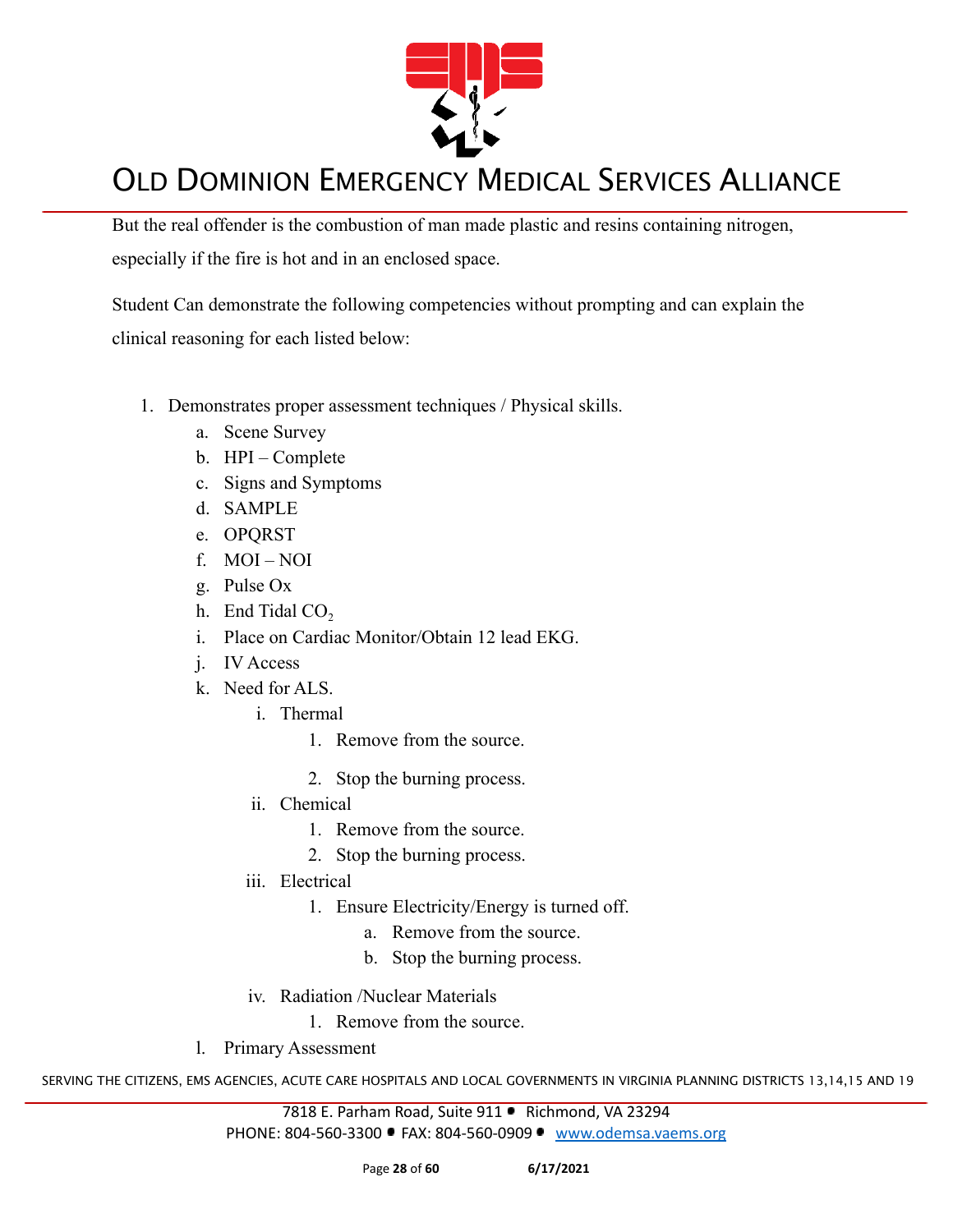But the real offender is the combustion of man made plastic and resins containing nitrogen, especially if the fire is hot and in an enclosed space.

Student Can demonstrate the following competencies without prompting and can explain the clinical reasoning for each listed below:

1. Demonstrates proper assessment techniques / Physical skills.
    a. Scene Survey
    b. HPI – Complete
    c. Signs and Symptoms
    d. SAMPLE
    e. OPQRST
    f. MOI – NOI
    g. Pulse Ox
    h. End Tidal $CO_2$
    i. Place on Cardiac Monitor/Obtain 12 lead EKG.
    j. IV Access
    k. Need for ALS.
        i. Thermal
            1. Remove from the source.
            2. Stop the burning process.
        ii. Chemical
            1. Remove from the source.
            2. Stop the burning process.
        iii. Electrical
            1. Ensure Electricity/Energy is turned off.
                a. Remove from the source.
                b. Stop the burning process.
        iv. Radiation /Nuclear Materials
            1. Remove from the source.
    l. Primary Assessment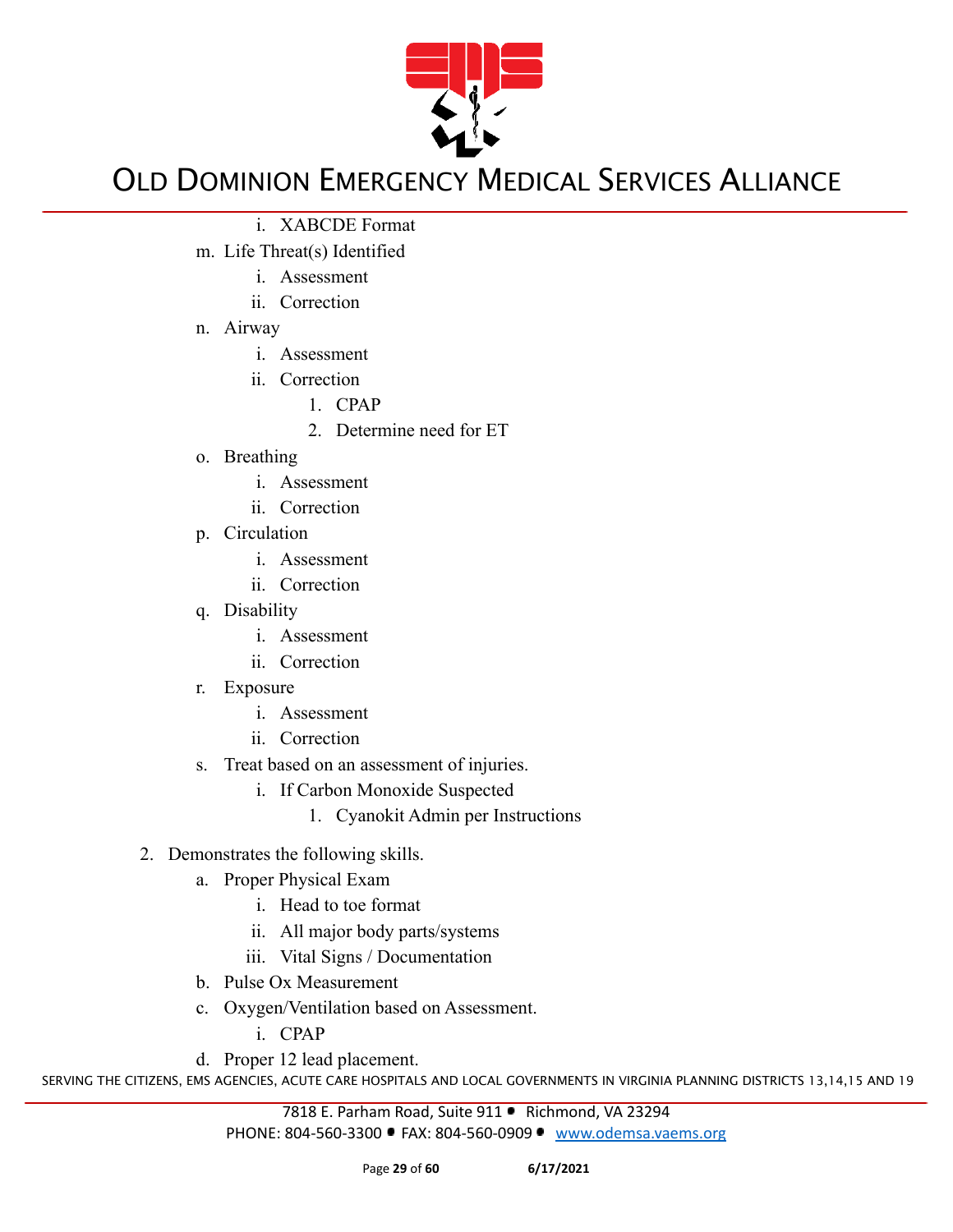- i. XABCDE Format

- m. Life Threat(s) Identified
  - i. Assessment
  - ii. Correction
- n. Airway
  - i. Assessment
  - ii. Correction
    1. CPAP
    2. Determine need for ET
- o. Breathing
  - i. Assessment
  - ii. Correction
- p. Circulation
  - i. Assessment
  - ii. Correction
- q. Disability
  - i. Assessment
  - ii. Correction
- r. Exposure
  - i. Assessment
  - ii. Correction
- s. Treat based on an assessment of injuries.
  - i. If Carbon Monoxide Suspected
    1. Cyanokit Admin per Instructions

2. Demonstrates the following skills.
   - a. Proper Physical Exam
     - i. Head to toe format
     - ii. All major body parts/systems
     - iii. Vital Signs / Documentation
   - b. Pulse Ox Measurement
   - c. Oxygen/Ventilation based on Assessment.
     - i. CPAP
   - d. Proper 12 lead placement.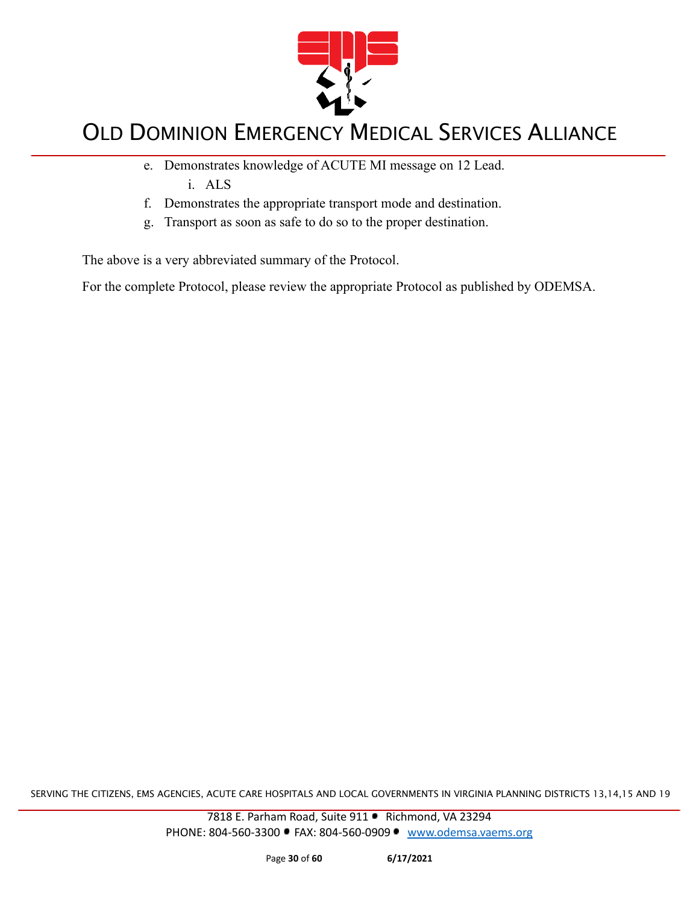e. Demonstrates knowledge of ACUTE MI message on 12 Lead.
    i. ALS
f. Demonstrates the appropriate transport mode and destination.
g. Transport as soon as safe to do so to the proper destination.

The above is a very abbreviated summary of the Protocol.

For the complete Protocol, please review the appropriate Protocol as published by ODEMSA.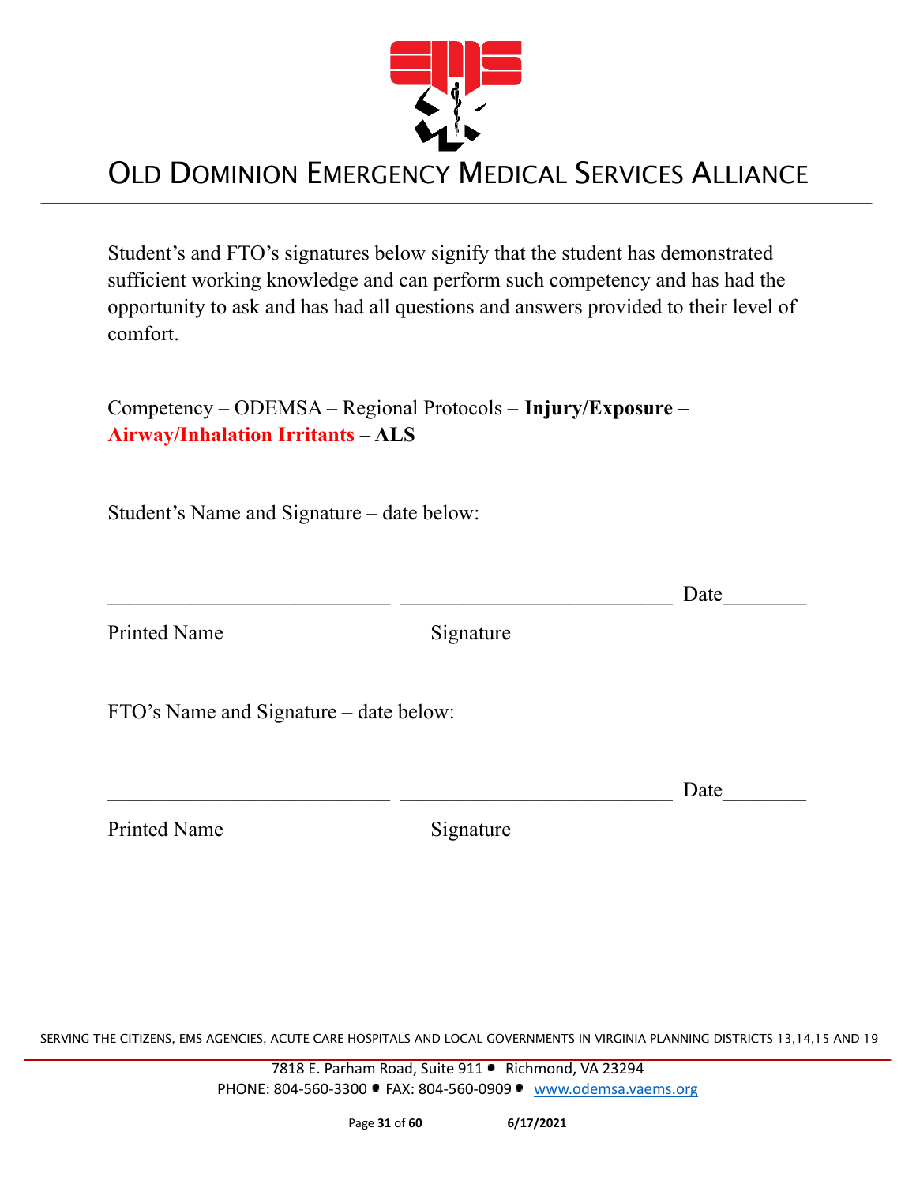# OLD DOMINION EMERGENCY MEDICAL SERVICES ALLIANCE

Student's and FTO's signatures below signify that the student has demonstrated sufficient working knowledge and can perform such competency and has had the opportunity to ask and has had all questions and answers provided to their level of comfort.

Competency – ODEMSA – Regional Protocols – **Injury/Exposure – Airway/Inhalation Irritants – ALS**

Student's Name and Signature – date below:

___________________________ ___________________________ Date________

Printed Name Signature

FTO's Name and Signature – date below:

___________________________ ___________________________ Date________

Printed Name Signature

SERVING THE CITIZENS, EMS AGENCIES, ACUTE CARE HOSPITALS AND LOCAL GOVERNMENTS IN VIRGINIA PLANNING DISTRICTS 13,14,15 AND 19

7818 E. Parham Road, Suite 911 • Richmond, VA 23294

PHONE: 804-560-3300 • FAX: 804-560-0909 • www.odemsa.vaems.org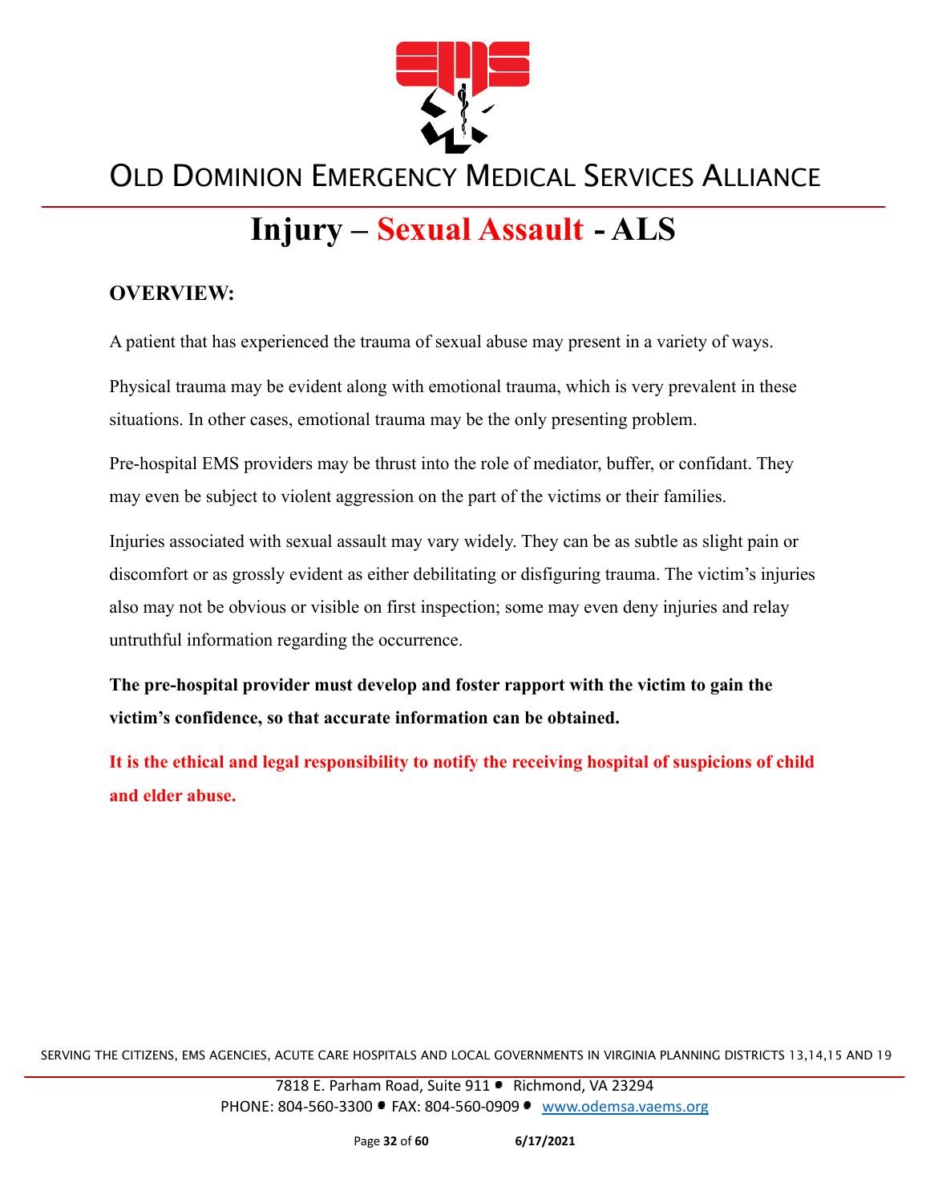# Injury – Sexual Assault - ALS

## OVERVIEW:

A patient that has experienced the trauma of sexual abuse may present in a variety of ways.

Physical trauma may be evident along with emotional trauma, which is very prevalent in these situations. In other cases, emotional trauma may be the only presenting problem.

Pre-hospital EMS providers may be thrust into the role of mediator, buffer, or confidant. They may even be subject to violent aggression on the part of the victims or their families.

Injuries associated with sexual assault may vary widely. They can be as subtle as slight pain or discomfort or as grossly evident as either debilitating or disfiguring trauma. The victim's injuries also may not be obvious or visible on first inspection; some may even deny injuries and relay untruthful information regarding the occurrence.

**The pre-hospital provider must develop and foster rapport with the victim to gain the victim's confidence, so that accurate information can be obtained.**

**It is the ethical and legal responsibility to notify the receiving hospital of suspicions of child and elder abuse.**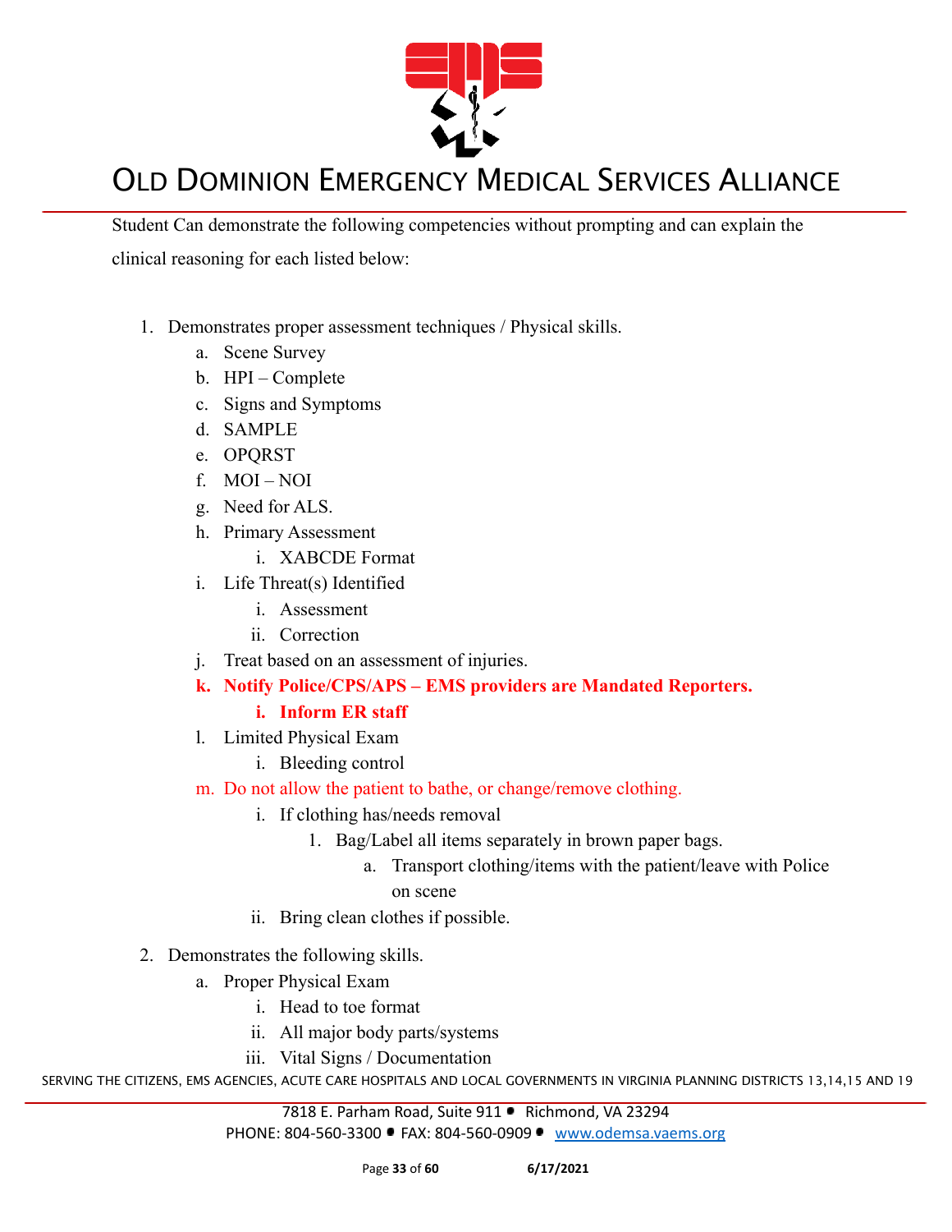Student Can demonstrate the following competencies without prompting and can explain the clinical reasoning for each listed below:

1. Demonstrates proper assessment techniques / Physical skills.
   a. Scene Survey
   b. HPI – Complete
   c. Signs and Symptoms
   d. SAMPLE
   e. OPQRST
   f. MOI – NOI
   g. Need for ALS.
   h. Primary Assessment
      i. XABCDE Format
   i. Life Threat(s) Identified
      i. Assessment
      ii. Correction
   j. Treat based on an assessment of injuries.
   **k. Notify Police/CPS/APS – EMS providers are Mandated Reporters.**
      **i. Inform ER staff**
   l. Limited Physical Exam
      i. Bleeding control
   m. Do not allow the patient to bathe, or change/remove clothing.
      i. If clothing has/needs removal
         1. Bag/Label all items separately in brown paper bags.
            a. Transport clothing/items with the patient/leave with Police on scene
      ii. Bring clean clothes if possible.

2. Demonstrates the following skills.
   a. Proper Physical Exam
      i. Head to toe format
      ii. All major body parts/systems
      iii. Vital Signs / Documentation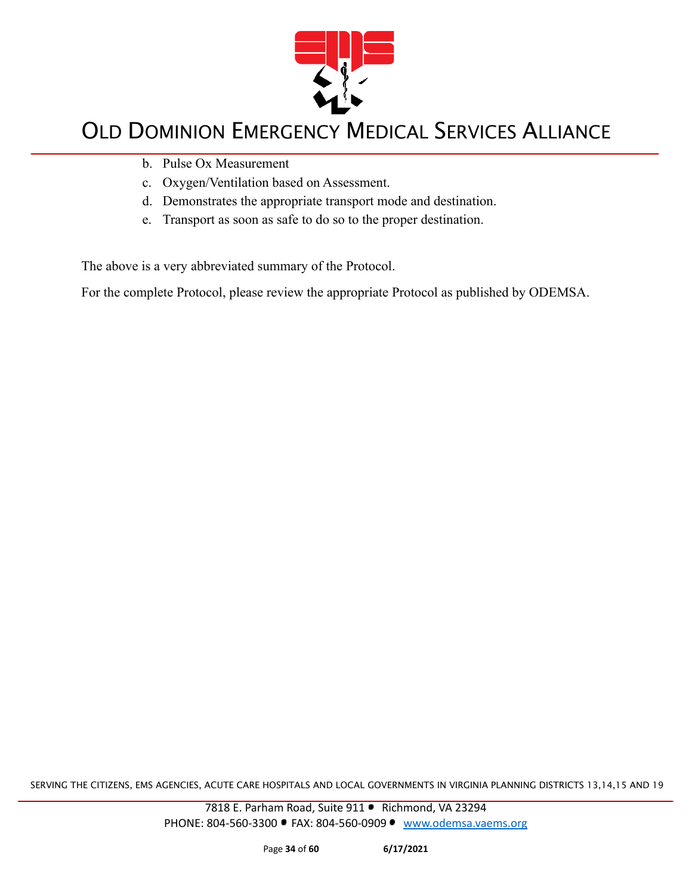b. Pulse Ox Measurement
c. Oxygen/Ventilation based on Assessment.
d. Demonstrates the appropriate transport mode and destination.
e. Transport as soon as safe to do so to the proper destination.

The above is a very abbreviated summary of the Protocol.

For the complete Protocol, please review the appropriate Protocol as published by ODEMSA.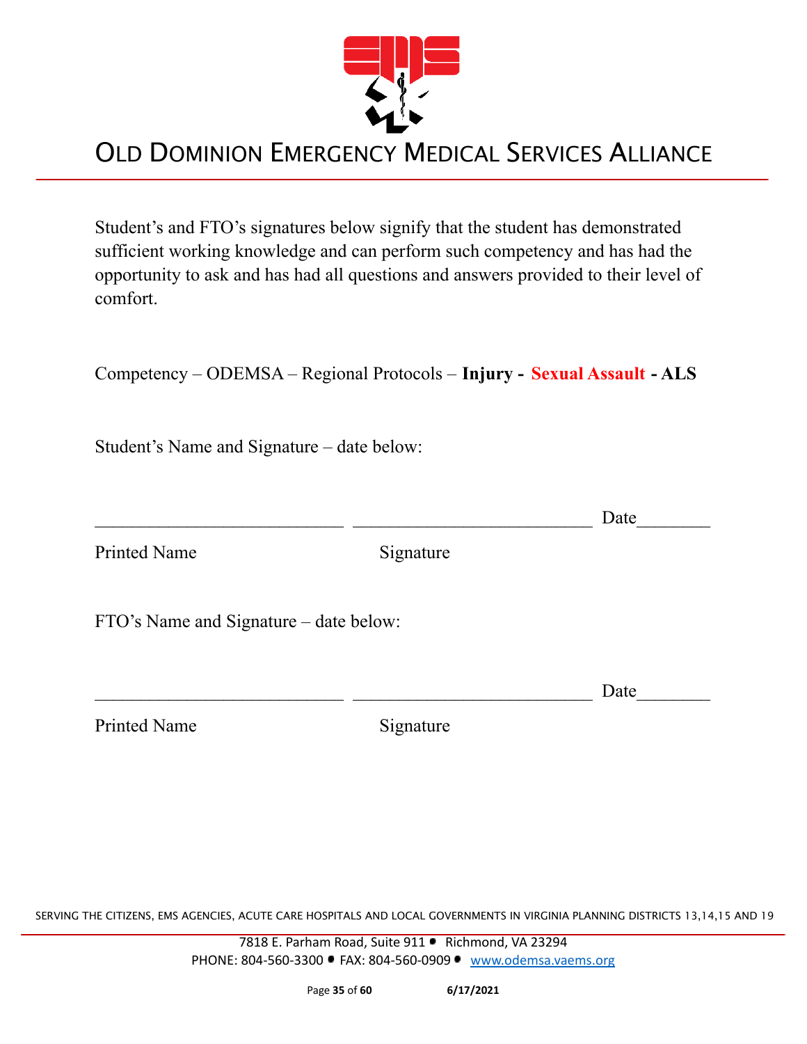# OLD DOMINION EMERGENCY MEDICAL SERVICES ALLIANCE

Student's and FTO's signatures below signify that the student has demonstrated sufficient working knowledge and can perform such competency and has had the opportunity to ask and has had all questions and answers provided to their level of comfort.

Competency – ODEMSA – Regional Protocols – **Injury - Sexual Assault - ALS**

Student's Name and Signature – date below:

___________________________ ___________________________ Date________

Printed Name Signature

FTO's Name and Signature – date below:

___________________________ ___________________________ Date________

Printed Name Signature

SERVING THE CITIZENS, EMS AGENCIES, ACUTE CARE HOSPITALS AND LOCAL GOVERNMENTS IN VIRGINIA PLANNING DISTRICTS 13,14,15 AND 19

7818 E. Parham Road, Suite 911 • Richmond, VA 23294
PHONE: 804-560-3300 • FAX: 804-560-0909 • www.odemsa.vaems.org

6/17/2021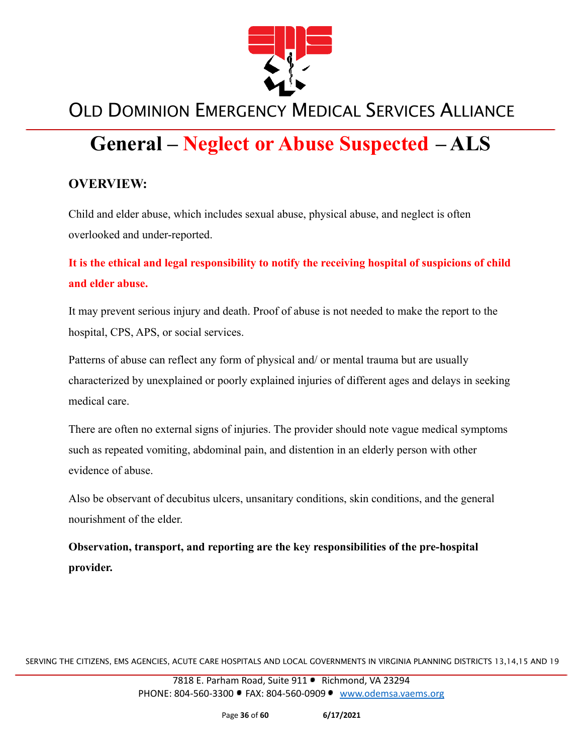# General – Neglect or Abuse Suspected – ALS

## OVERVIEW:

Child and elder abuse, which includes sexual abuse, physical abuse, and neglect is often overlooked and under-reported.

**It is the ethical and legal responsibility to notify the receiving hospital of suspicions of child and elder abuse.**

It may prevent serious injury and death. Proof of abuse is not needed to make the report to the hospital, CPS, APS, or social services.

Patterns of abuse can reflect any form of physical and/ or mental trauma but are usually characterized by unexplained or poorly explained injuries of different ages and delays in seeking medical care.

There are often no external signs of injuries. The provider should note vague medical symptoms such as repeated vomiting, abdominal pain, and distention in an elderly person with other evidence of abuse.

Also be observant of decubitus ulcers, unsanitary conditions, skin conditions, and the general nourishment of the elder.

**Observation, transport, and reporting are the key responsibilities of the pre-hospital provider.**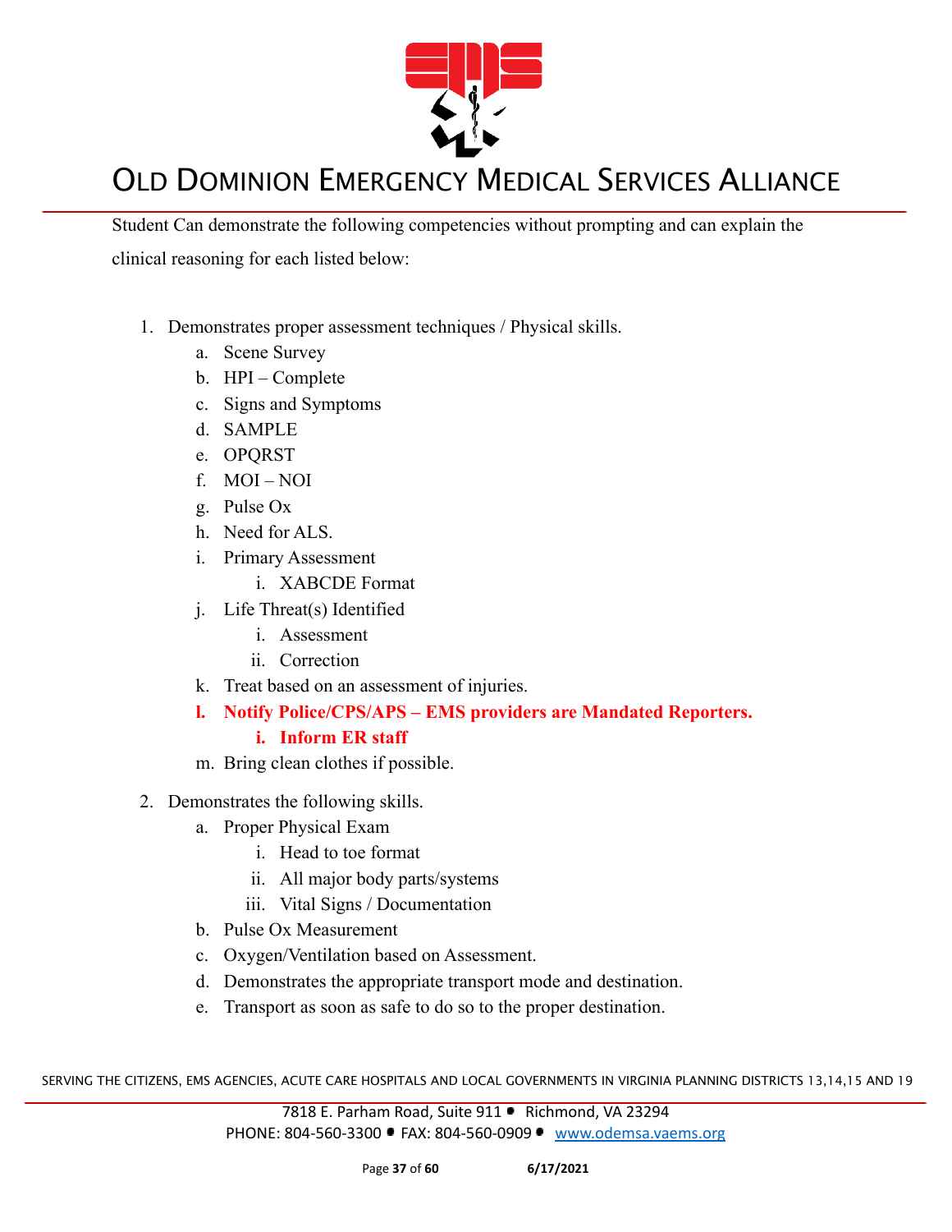Student Can demonstrate the following competencies without prompting and can explain the clinical reasoning for each listed below:

1. Demonstrates proper assessment techniques / Physical skills.
    a. Scene Survey
    b. HPI – Complete
    c. Signs and Symptoms
    d. SAMPLE
    e. OPQRST
    f. MOI – NOI
    g. Pulse Ox
    h. Need for ALS.
    i. Primary Assessment
        i. XABCDE Format
    j. Life Threat(s) Identified
        i. Assessment
        ii. Correction
    k. Treat based on an assessment of injuries.
    **l. Notify Police/CPS/APS – EMS providers are Mandated Reporters.**
        **i. Inform ER staff**
    m. Bring clean clothes if possible.

2. Demonstrates the following skills.
    a. Proper Physical Exam
        i. Head to toe format
        ii. All major body parts/systems
        iii. Vital Signs / Documentation
    b. Pulse Ox Measurement
    c. Oxygen/Ventilation based on Assessment.
    d. Demonstrates the appropriate transport mode and destination.
    e. Transport as soon as safe to do so to the proper destination.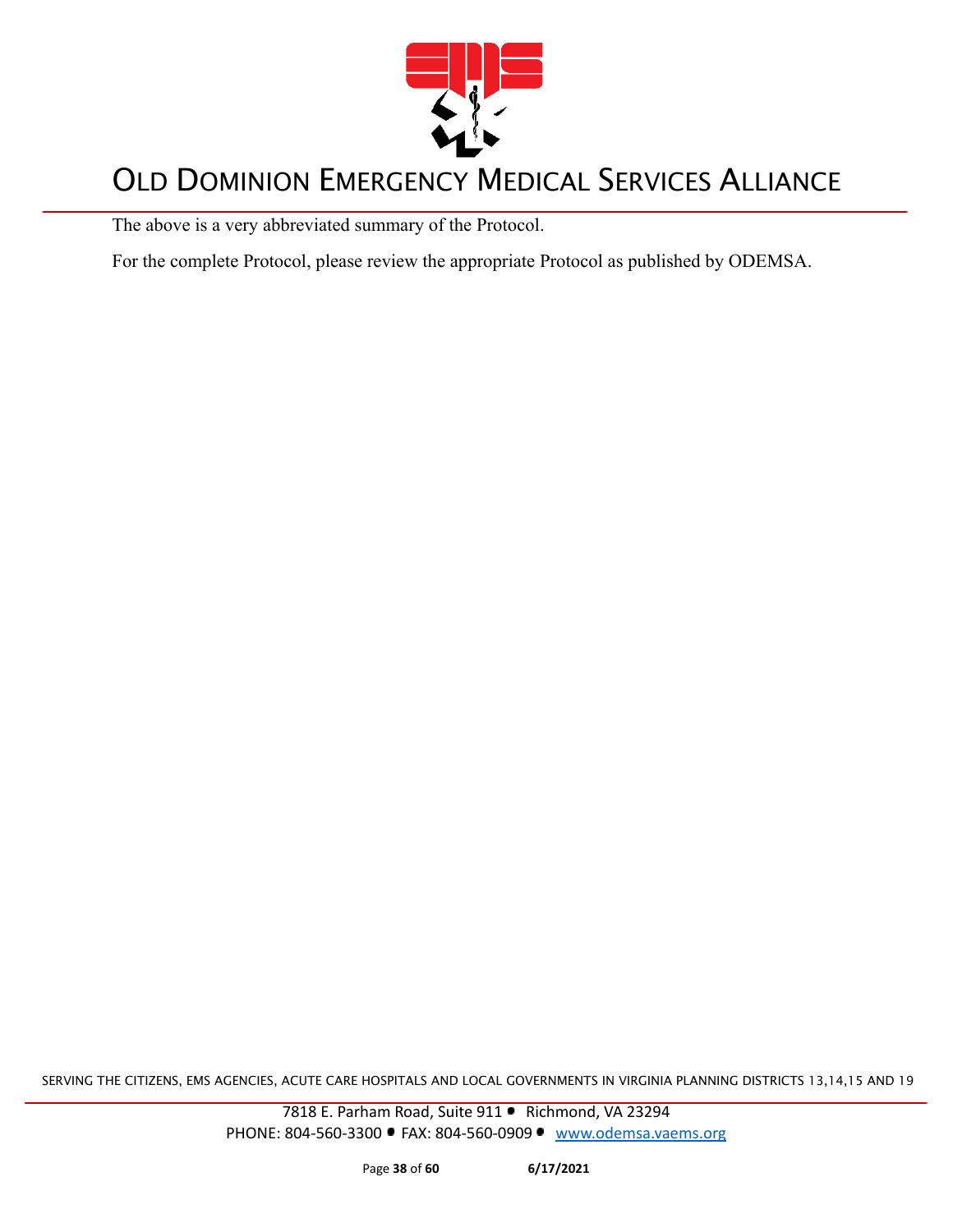The above is a very abbreviated summary of the Protocol.

For the complete Protocol, please review the appropriate Protocol as published by ODEMSA.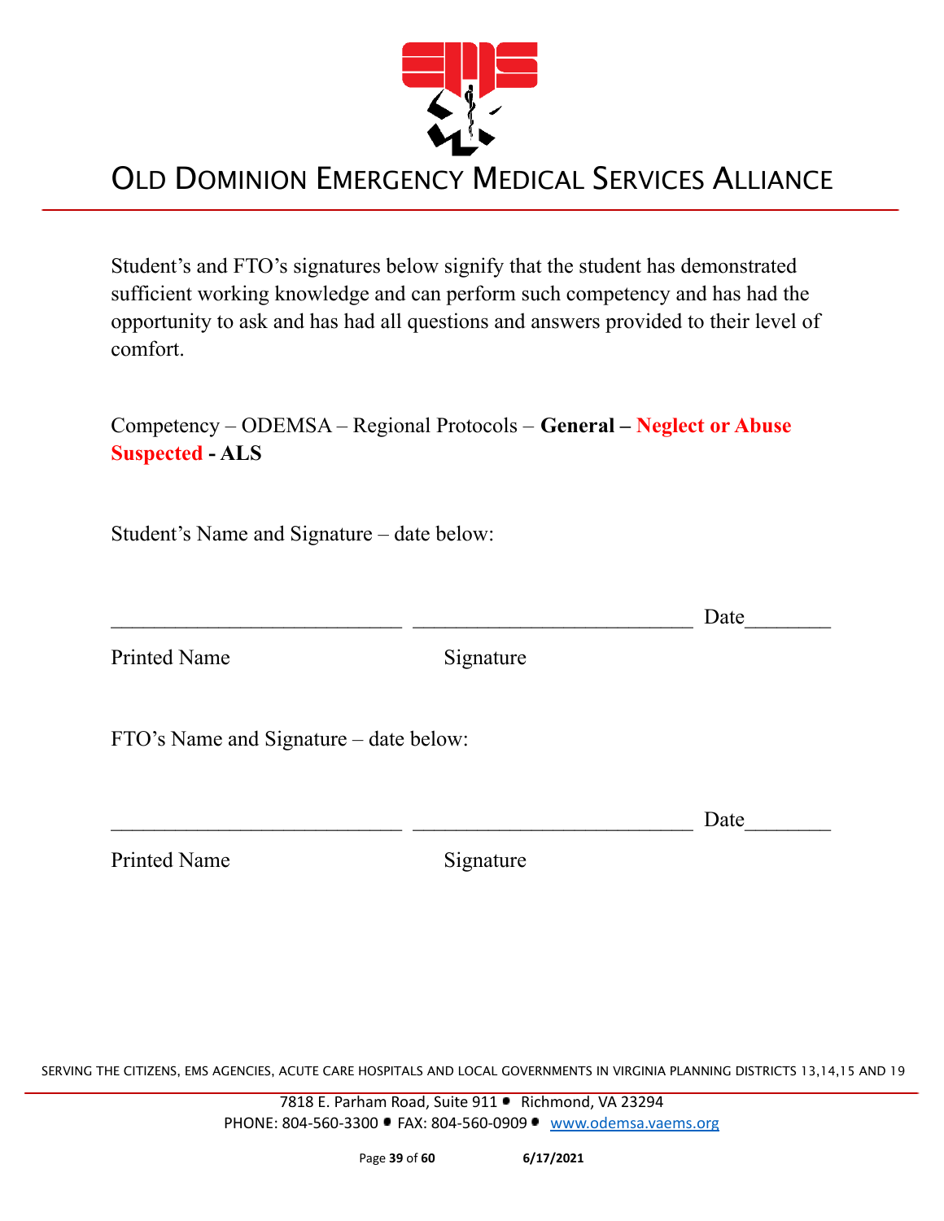# OLD DOMINION EMERGENCY MEDICAL SERVICES ALLIANCE

Student's and FTO's signatures below signify that the student has demonstrated sufficient working knowledge and can perform such competency and has had the opportunity to ask and has had all questions and answers provided to their level of comfort.

Competency – ODEMSA – Regional Protocols – **General – Neglect or Abuse Suspected - ALS**

Student's Name and Signature – date below:

___________________________ ___________________________ Date________

Printed Name                                        Signature

FTO's Name and Signature – date below:

___________________________ ___________________________ Date________

Printed Name                                        Signature

SERVING THE CITIZENS, EMS AGENCIES, ACUTE CARE HOSPITALS AND LOCAL GOVERNMENTS IN VIRGINIA PLANNING DISTRICTS 13,14,15 AND 19

7818 E. Parham Road, Suite 911 • Richmond, VA 23294
PHONE: 804-560-3300 • FAX: 804-560-0909 • www.odemsa.vaems.org

6/17/2021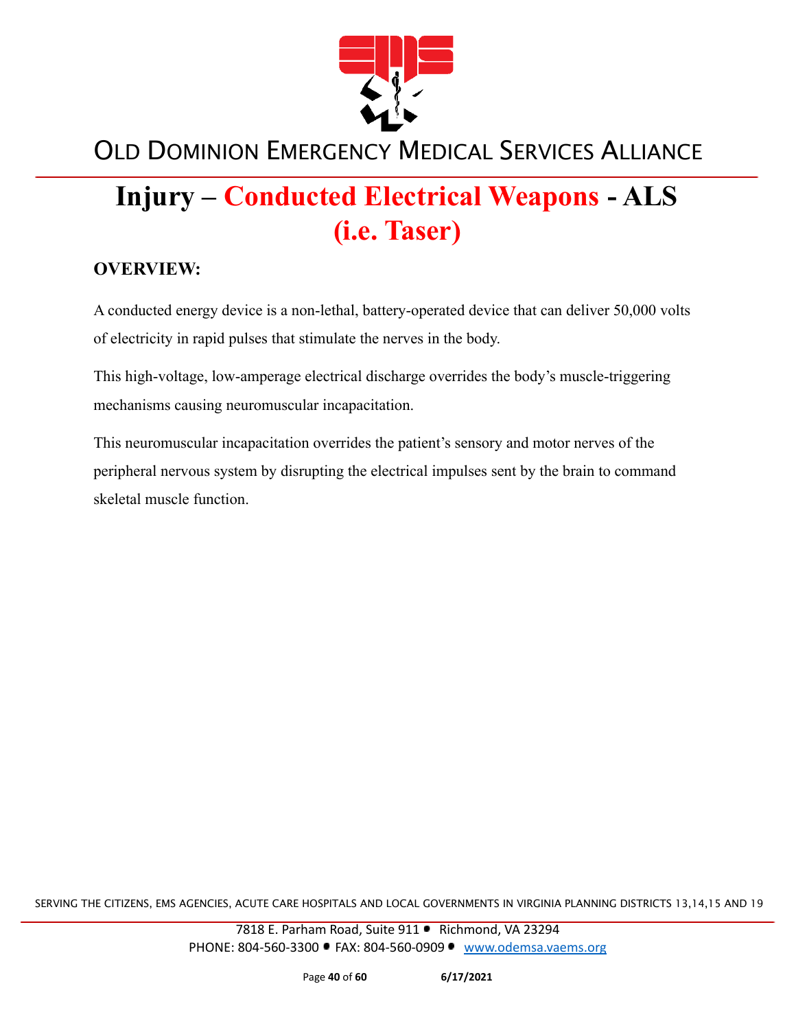# Injury – Conducted Electrical Weapons - ALS (i.e. Taser)

## OVERVIEW:

A conducted energy device is a non-lethal, battery-operated device that can deliver 50,000 volts of electricity in rapid pulses that stimulate the nerves in the body.

This high-voltage, low-amperage electrical discharge overrides the body's muscle-triggering mechanisms causing neuromuscular incapacitation.

This neuromuscular incapacitation overrides the patient's sensory and motor nerves of the peripheral nervous system by disrupting the electrical impulses sent by the brain to command skeletal muscle function.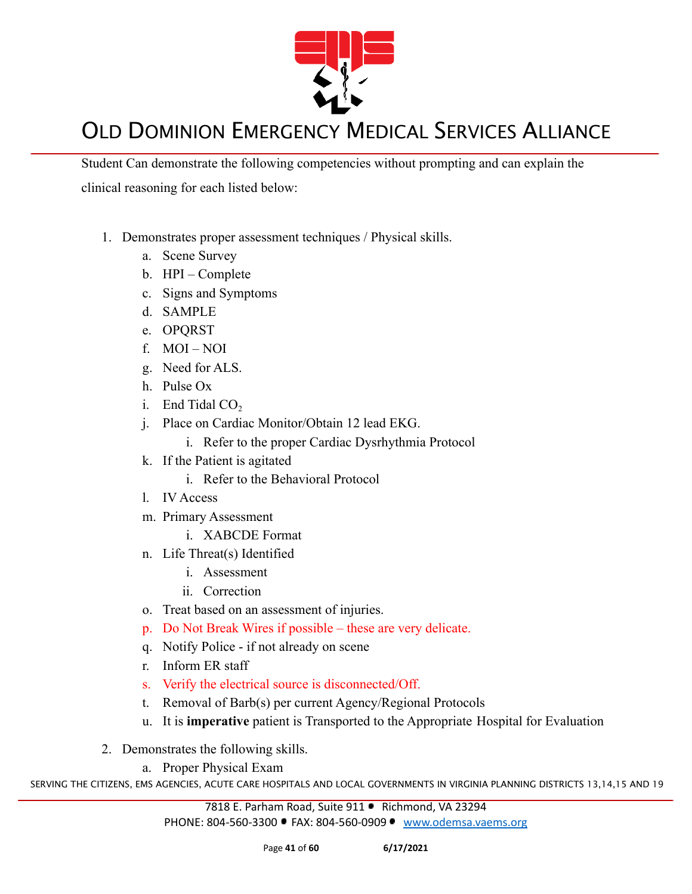Student Can demonstrate the following competencies without prompting and can explain the clinical reasoning for each listed below:

1. Demonstrates proper assessment techniques / Physical skills.
    a. Scene Survey
    b. HPI – Complete
    c. Signs and Symptoms
    d. SAMPLE
    e. OPQRST
    f. MOI – NOI
    g. Need for ALS.
    h. Pulse Ox
    i. End Tidal $CO_2$
    j. Place on Cardiac Monitor/Obtain 12 lead EKG.
        i. Refer to the proper Cardiac Dysrhythmia Protocol
    k. If the Patient is agitated
        i. Refer to the Behavioral Protocol
    l. IV Access
    m. Primary Assessment
        i. XABCDE Format
    n. Life Threat(s) Identified
        i. Assessment
        ii. Correction
    o. Treat based on an assessment of injuries.
    p. Do Not Break Wires if possible – these are very delicate.
    q. Notify Police - if not already on scene
    r. Inform ER staff
    s. Verify the electrical source is disconnected/Off.
    t. Removal of Barb(s) per current Agency/Regional Protocols
    u. It is **imperative** patient is Transported to the Appropriate Hospital for Evaluation

2. Demonstrates the following skills.
    a. Proper Physical Exam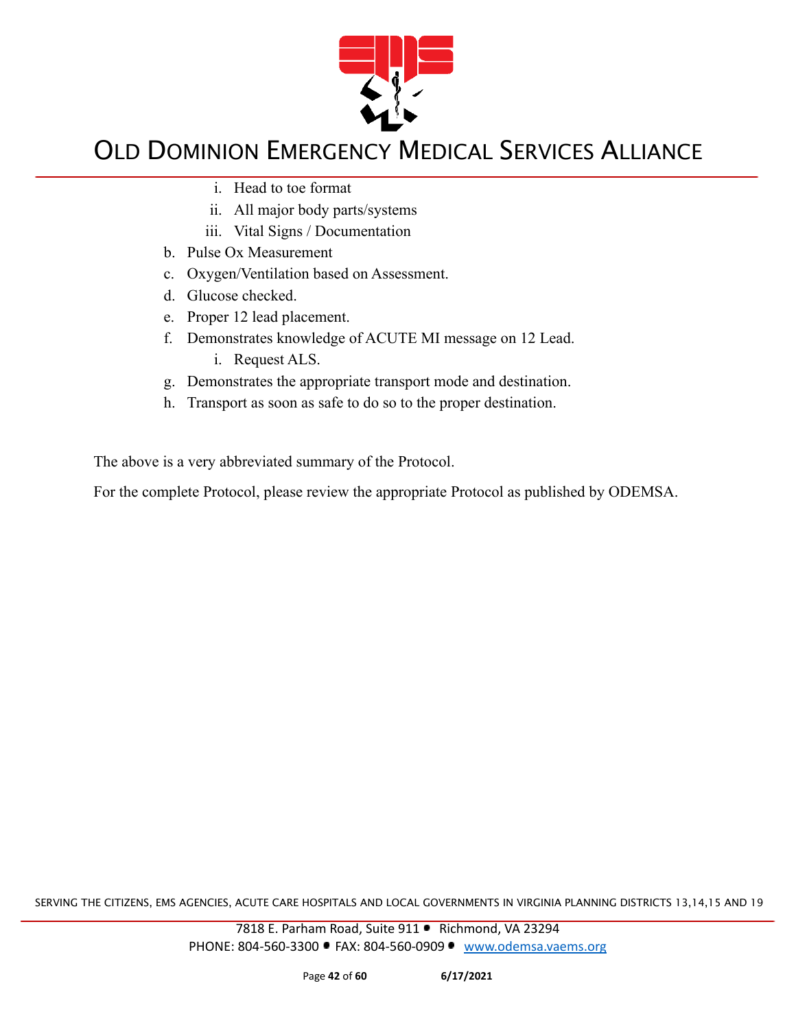- i. Head to toe format
   - ii. All major body parts/systems
   - iii. Vital Signs / Documentation
- b. Pulse Ox Measurement
- c. Oxygen/Ventilation based on Assessment.
- d. Glucose checked.
- e. Proper 12 lead placement.
- f. Demonstrates knowledge of ACUTE MI message on 12 Lead.
   - i. Request ALS.
- g. Demonstrates the appropriate transport mode and destination.
- h. Transport as soon as safe to do so to the proper destination.

The above is a very abbreviated summary of the Protocol.

For the complete Protocol, please review the appropriate Protocol as published by ODEMSA.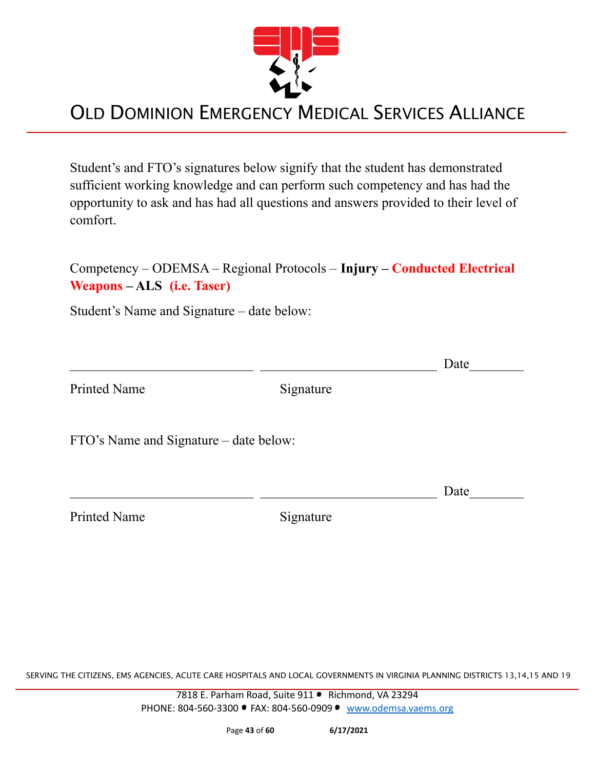# OLD DOMINION EMERGENCY MEDICAL SERVICES ALLIANCE

Student's and FTO's signatures below signify that the student has demonstrated sufficient working knowledge and can perform such competency and has had the opportunity to ask and has had all questions and answers provided to their level of comfort.

Competency – ODEMSA – Regional Protocols – **Injury – Conducted Electrical Weapons – ALS (i.e. Taser)**

Student's Name and Signature – date below:

___________________________ ___________________________ Date________

Printed Name Signature

FTO's Name and Signature – date below:

___________________________ ___________________________ Date________

Printed Name Signature

SERVING THE CITIZENS, EMS AGENCIES, ACUTE CARE HOSPITALS AND LOCAL GOVERNMENTS IN VIRGINIA PLANNING DISTRICTS 13,14,15 AND 19

7818 E. Parham Road, Suite 911 • Richmond, VA 23294
PHONE: 804-560-3300 • FAX: 804-560-0909 • www.odemsa.vaems.org

6/17/2021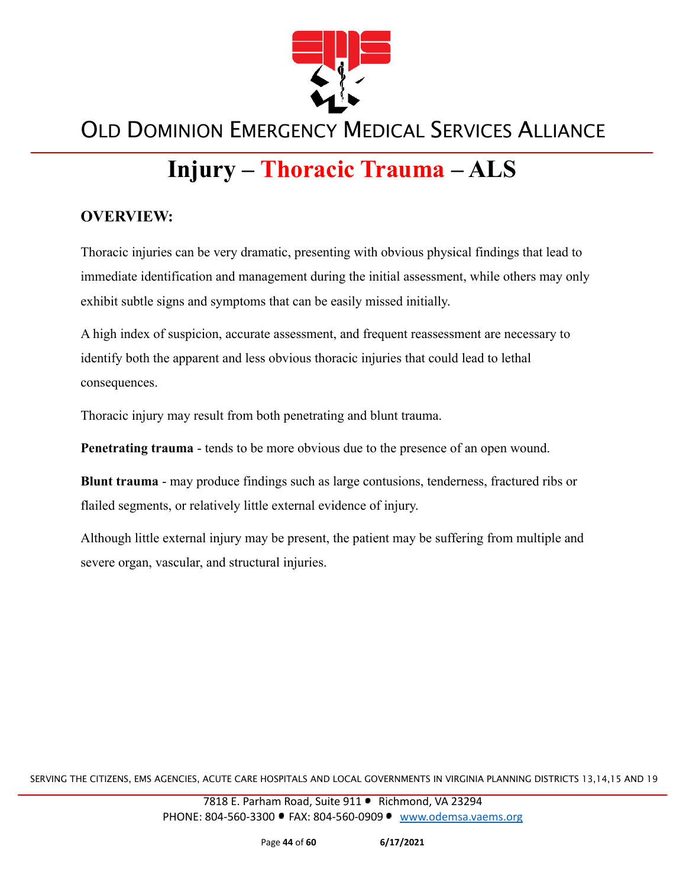# Injury – Thoracic Trauma – ALS

## OVERVIEW:

Thoracic injuries can be very dramatic, presenting with obvious physical findings that lead to immediate identification and management during the initial assessment, while others may only exhibit subtle signs and symptoms that can be easily missed initially.

A high index of suspicion, accurate assessment, and frequent reassessment are necessary to identify both the apparent and less obvious thoracic injuries that could lead to lethal consequences.

Thoracic injury may result from both penetrating and blunt trauma.

**Penetrating trauma** - tends to be more obvious due to the presence of an open wound.

**Blunt trauma** - may produce findings such as large contusions, tenderness, fractured ribs or flailed segments, or relatively little external evidence of injury.

Although little external injury may be present, the patient may be suffering from multiple and severe organ, vascular, and structural injuries.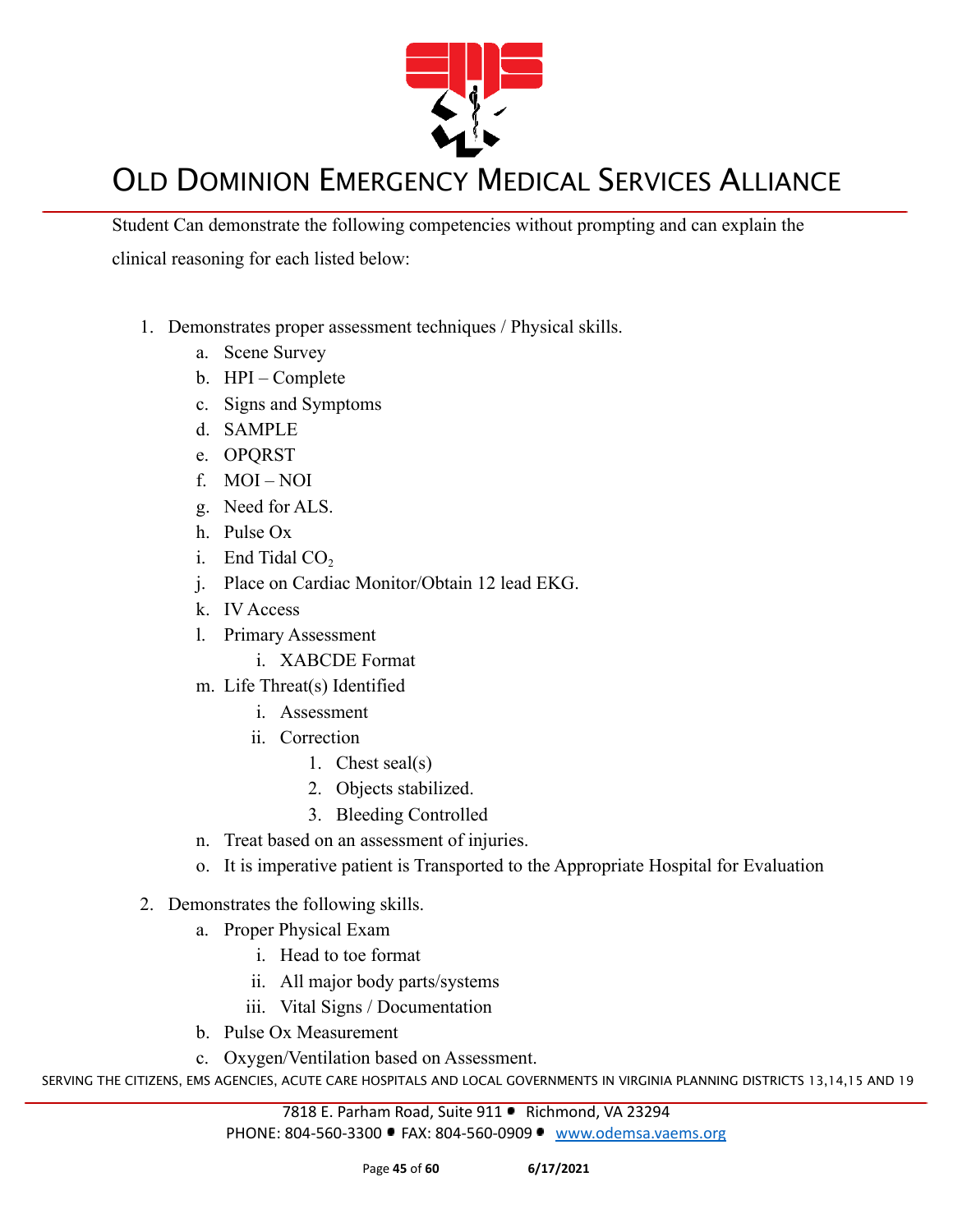Student Can demonstrate the following competencies without prompting and can explain the clinical reasoning for each listed below:

1. Demonstrates proper assessment techniques / Physical skills.
   a. Scene Survey
   b. HPI – Complete
   c. Signs and Symptoms
   d. SAMPLE
   e. OPQRST
   f. MOI – NOI
   g. Need for ALS.
   h. Pulse Ox
   i. End Tidal $CO_2$
   j. Place on Cardiac Monitor/Obtain 12 lead EKG.
   k. IV Access
   l. Primary Assessment
      i. XABCDE Format
   m. Life Threat(s) Identified
      i. Assessment
      ii. Correction
         1. Chest seal(s)
         2. Objects stabilized.
         3. Bleeding Controlled
   n. Treat based on an assessment of injuries.
   o. It is imperative patient is Transported to the Appropriate Hospital for Evaluation
2. Demonstrates the following skills.
   a. Proper Physical Exam
      i. Head to toe format
      ii. All major body parts/systems
      iii. Vital Signs / Documentation
   b. Pulse Ox Measurement
   c. Oxygen/Ventilation based on Assessment.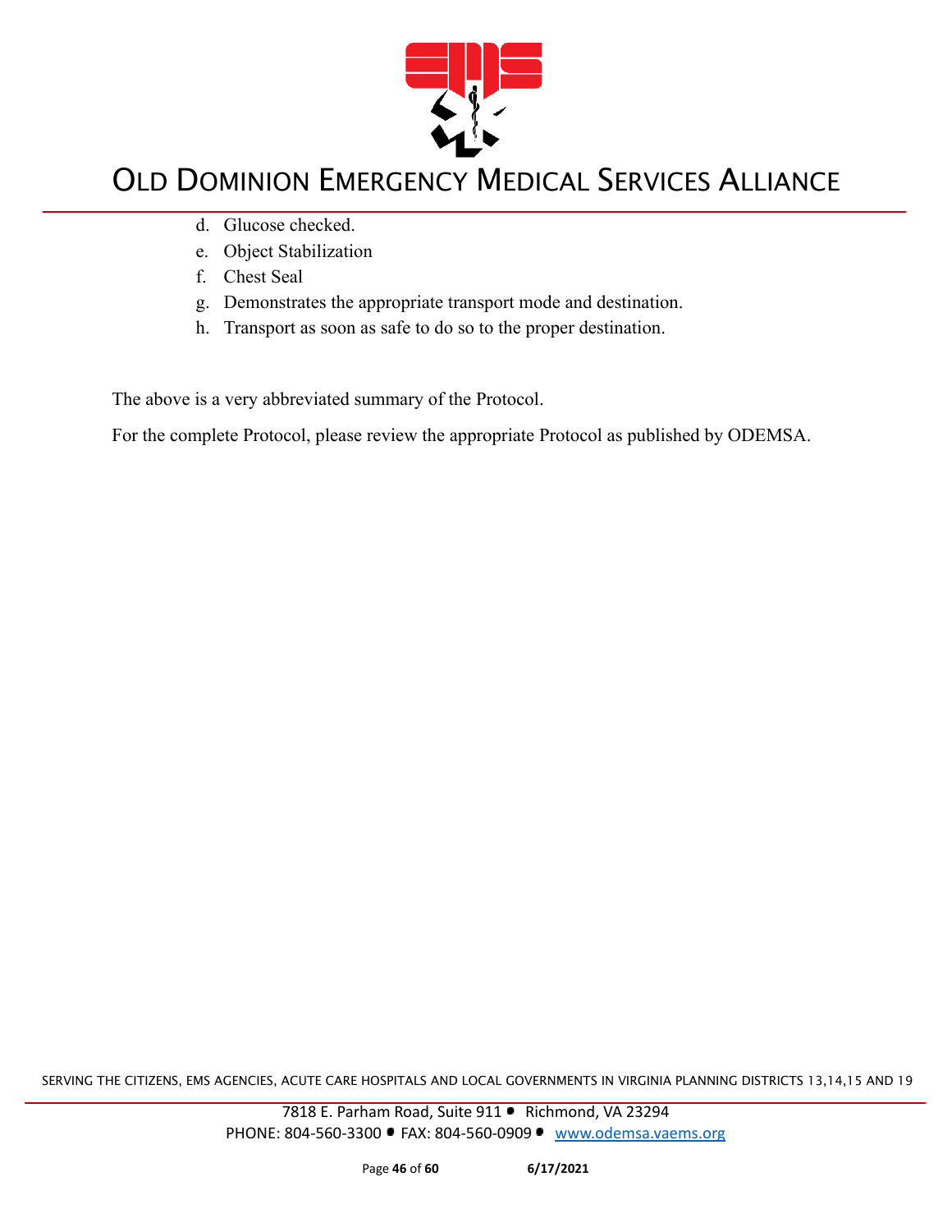d. Glucose checked.
e. Object Stabilization
f. Chest Seal
g. Demonstrates the appropriate transport mode and destination.
h. Transport as soon as safe to do so to the proper destination.

The above is a very abbreviated summary of the Protocol.

For the complete Protocol, please review the appropriate Protocol as published by ODEMSA.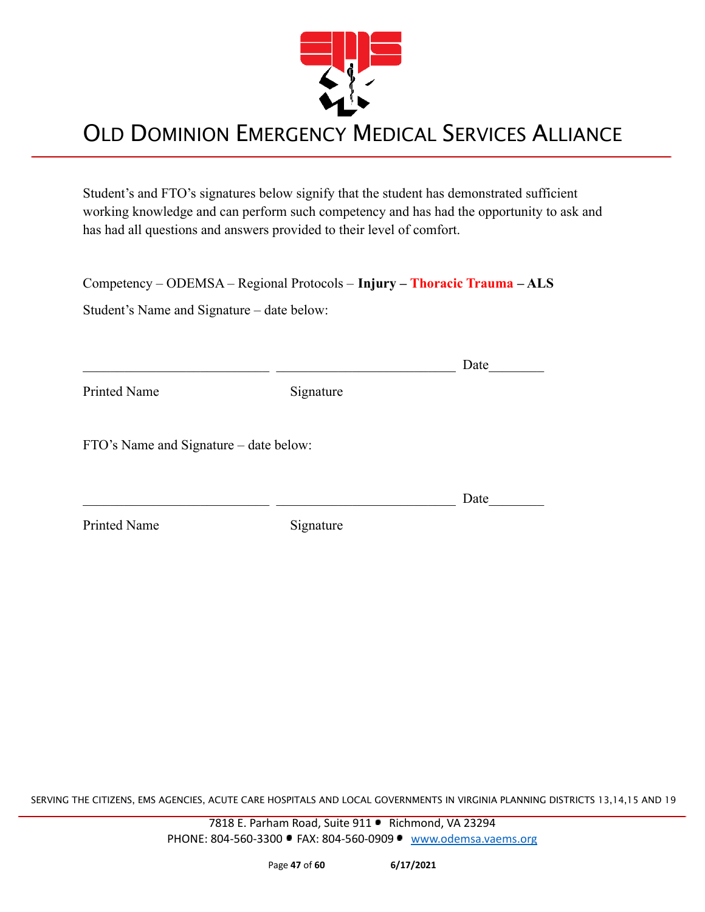# OLD DOMINION EMERGENCY MEDICAL SERVICES ALLIANCE

Student's and FTO's signatures below signify that the student has demonstrated sufficient working knowledge and can perform such competency and has had the opportunity to ask and has had all questions and answers provided to their level of comfort.

Competency – ODEMSA – Regional Protocols – **Injury – Thoracic Trauma – ALS**

Student's Name and Signature – date below:

\_\_\_\_\_\_\_\_\_\_\_\_\_\_\_\_\_\_\_\_\_\_\_\_\_\_\_\_ \_\_\_\_\_\_\_\_\_\_\_\_\_\_\_\_\_\_\_\_\_\_\_\_\_\_\_ Date\_\_\_\_\_\_\_\_

Printed Name Signature

FTO's Name and Signature – date below:

\_\_\_\_\_\_\_\_\_\_\_\_\_\_\_\_\_\_\_\_\_\_\_\_\_\_\_\_ \_\_\_\_\_\_\_\_\_\_\_\_\_\_\_\_\_\_\_\_\_\_\_\_\_\_\_ Date\_\_\_\_\_\_\_\_

Printed Name Signature

SERVING THE CITIZENS, EMS AGENCIES, ACUTE CARE HOSPITALS AND LOCAL GOVERNMENTS IN VIRGINIA PLANNING DISTRICTS 13,14,15 AND 19

7818 E. Parham Road, Suite 911 • Richmond, VA 23294
PHONE: 804-560-3300 • FAX: 804-560-0909 • www.odemsa.vaems.org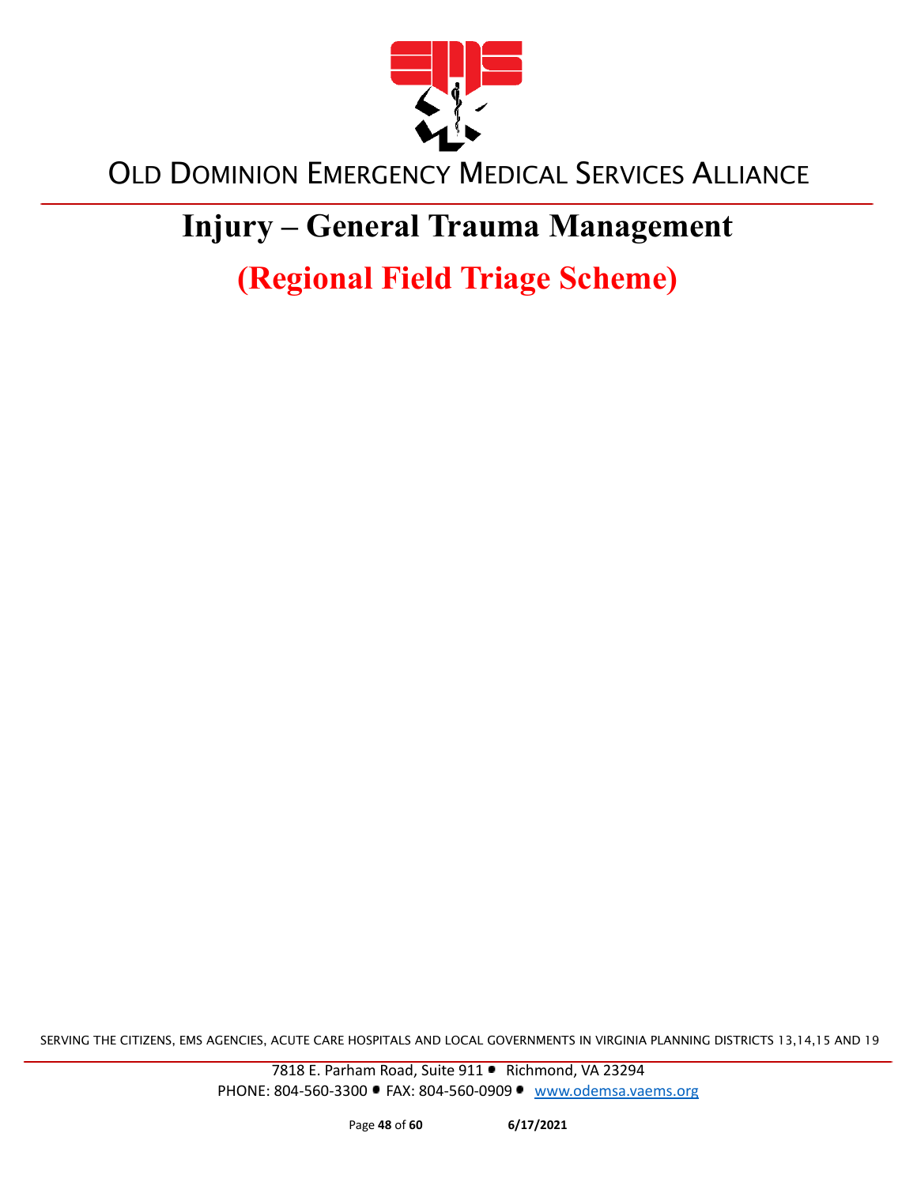# Injury – General Trauma Management

## (Regional Field Triage Scheme)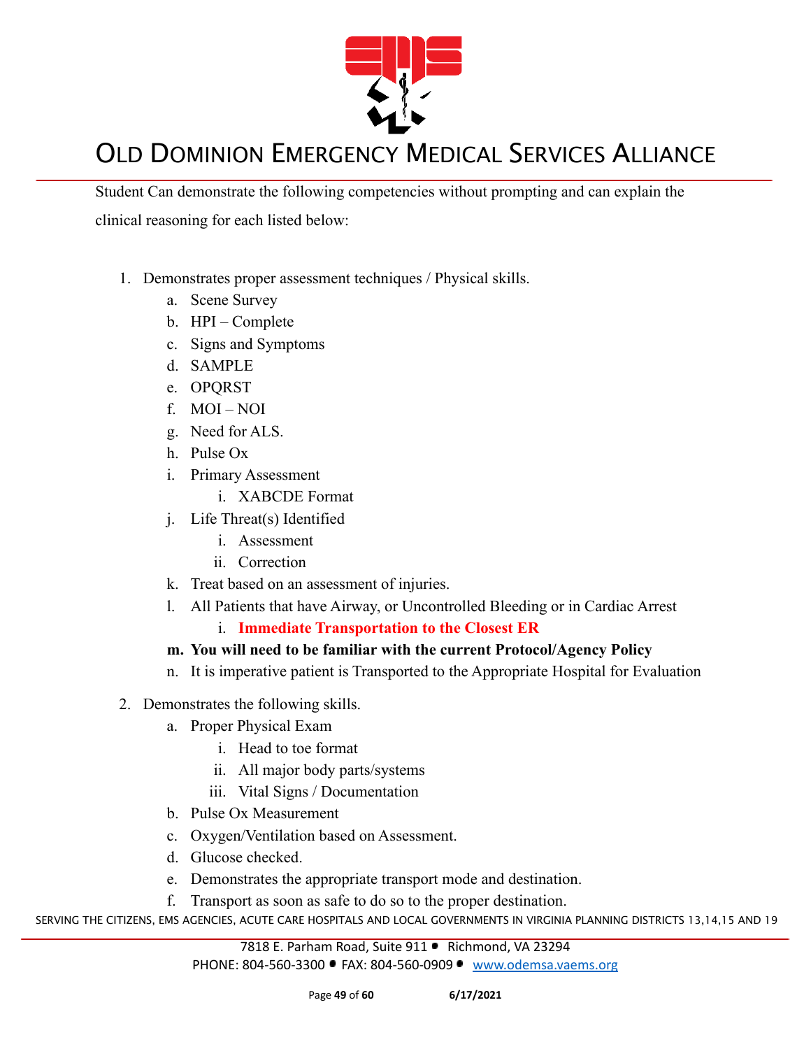Student Can demonstrate the following competencies without prompting and can explain the clinical reasoning for each listed below:

1. Demonstrates proper assessment techniques / Physical skills.
    a. Scene Survey
    b. HPI – Complete
    c. Signs and Symptoms
    d. SAMPLE
    e. OPQRST
    f. MOI – NOI
    g. Need for ALS.
    h. Pulse Ox
    i. Primary Assessment
        i. XABCDE Format
    j. Life Threat(s) Identified
        i. Assessment
        ii. Correction
    k. Treat based on an assessment of injuries.
    l. All Patients that have Airway, or Uncontrolled Bleeding or in Cardiac Arrest
        i. **Immediate Transportation to the Closest ER**
    m. **You will need to be familiar with the current Protocol/Agency Policy**
    n. It is imperative patient is Transported to the Appropriate Hospital for Evaluation

2. Demonstrates the following skills.
    a. Proper Physical Exam
        i. Head to toe format
        ii. All major body parts/systems
        iii. Vital Signs / Documentation
    b. Pulse Ox Measurement
    c. Oxygen/Ventilation based on Assessment.
    d. Glucose checked.
    e. Demonstrates the appropriate transport mode and destination.
    f. Transport as soon as safe to do so to the proper destination.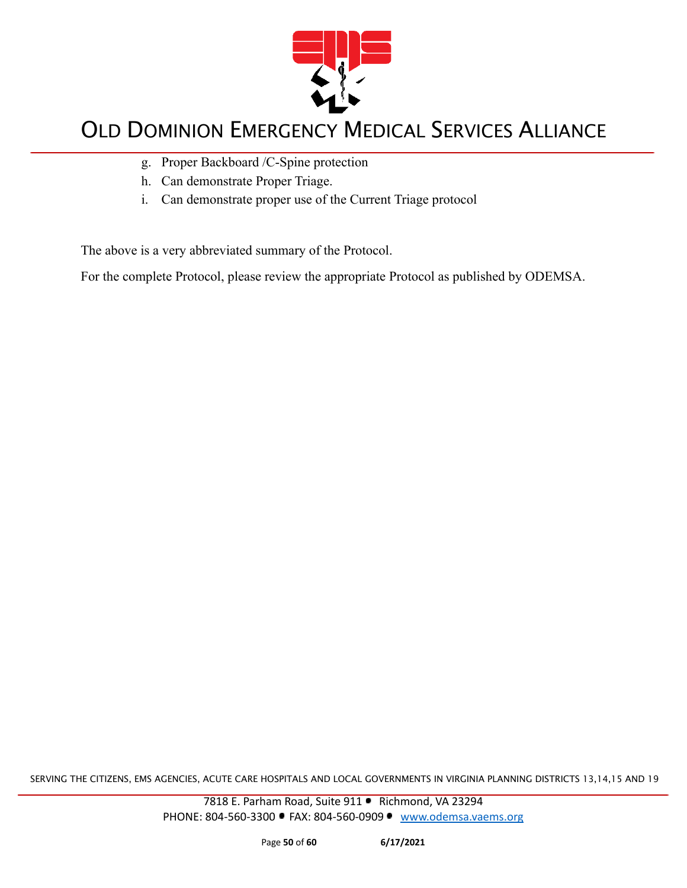g. Proper Backboard /C-Spine protection
h. Can demonstrate Proper Triage.
i. Can demonstrate proper use of the Current Triage protocol

The above is a very abbreviated summary of the Protocol.

For the complete Protocol, please review the appropriate Protocol as published by ODEMSA.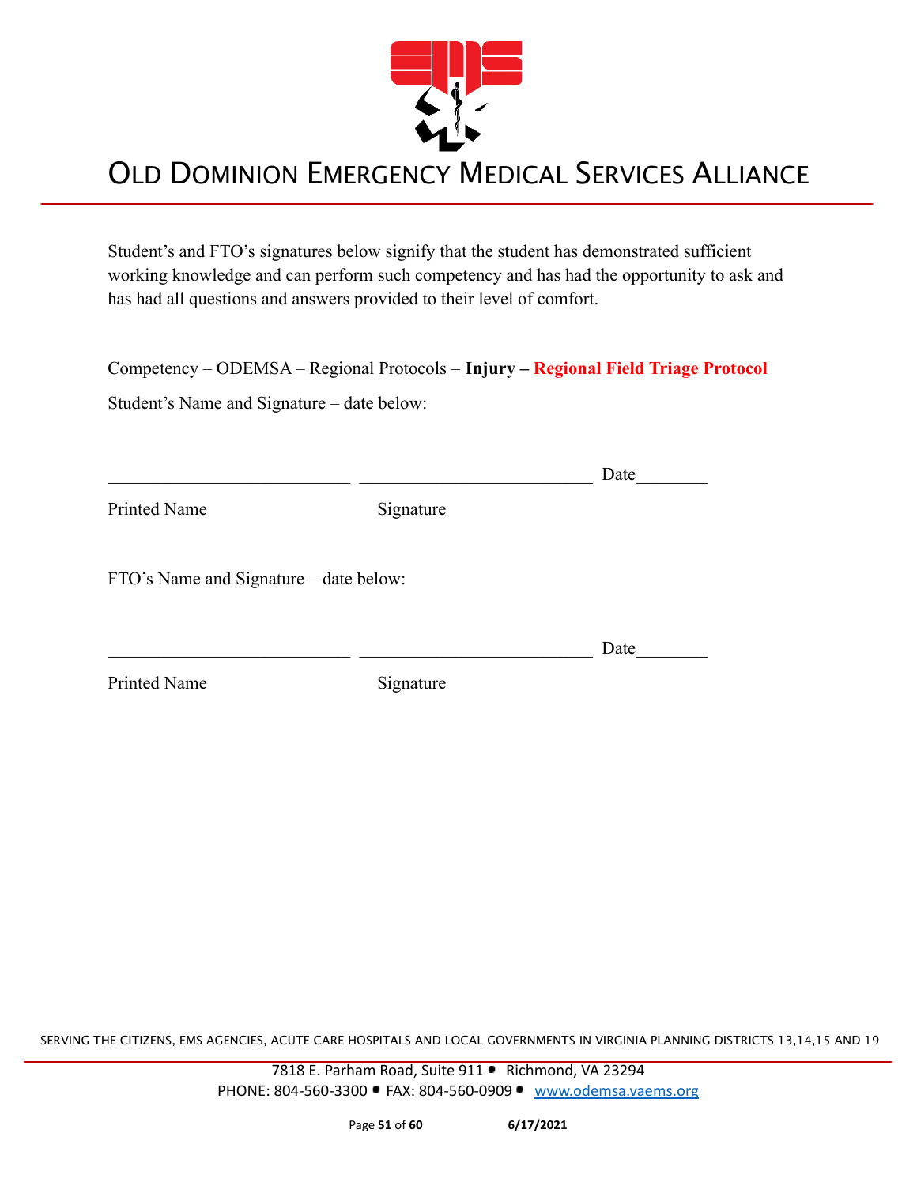# OLD DOMINION EMERGENCY MEDICAL SERVICES ALLIANCE

Student's and FTO's signatures below signify that the student has demonstrated sufficient working knowledge and can perform such competency and has had the opportunity to ask and has had all questions and answers provided to their level of comfort.

Competency – ODEMSA – Regional Protocols – **Injury – Regional Field Triage Protocol**

Student's Name and Signature – date below:

___________________________ _________________________ Date________

Printed Name Signature

FTO's Name and Signature – date below:

___________________________ _________________________ Date________

Printed Name Signature

SERVING THE CITIZENS, EMS AGENCIES, ACUTE CARE HOSPITALS AND LOCAL GOVERNMENTS IN VIRGINIA PLANNING DISTRICTS 13,14,15 AND 19

7818 E. Parham Road, Suite 911 • Richmond, VA 23294
PHONE: 804-560-3300 • FAX: 804-560-0909 • www.odemsa.vaems.org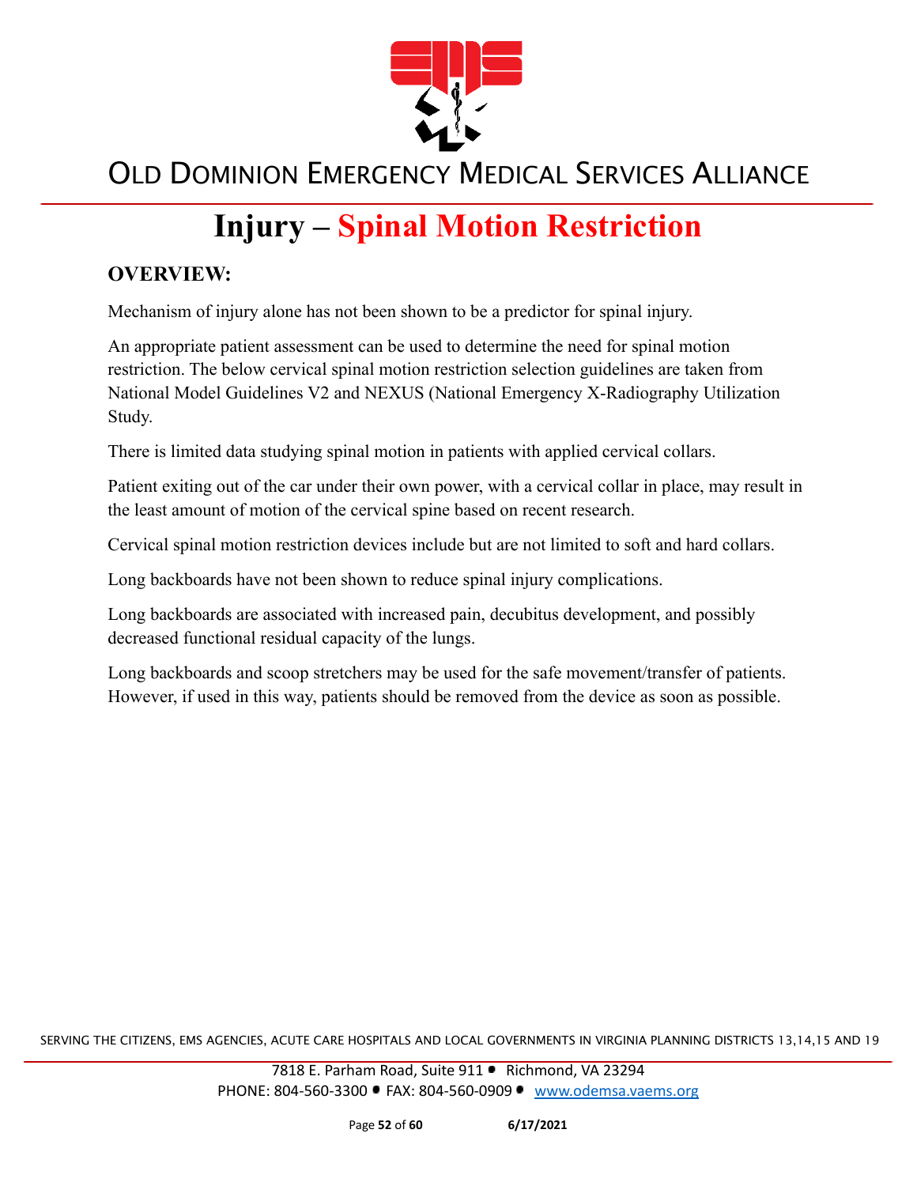# Injury – Spinal Motion Restriction

## OVERVIEW:

Mechanism of injury alone has not been shown to be a predictor for spinal injury.

An appropriate patient assessment can be used to determine the need for spinal motion restriction. The below cervical spinal motion restriction selection guidelines are taken from National Model Guidelines V2 and NEXUS (National Emergency X-Radiography Utilization Study.

There is limited data studying spinal motion in patients with applied cervical collars.

Patient exiting out of the car under their own power, with a cervical collar in place, may result in the least amount of motion of the cervical spine based on recent research.

Cervical spinal motion restriction devices include but are not limited to soft and hard collars.

Long backboards have not been shown to reduce spinal injury complications.

Long backboards are associated with increased pain, decubitus development, and possibly decreased functional residual capacity of the lungs.

Long backboards and scoop stretchers may be used for the safe movement/transfer of patients. However, if used in this way, patients should be removed from the device as soon as possible.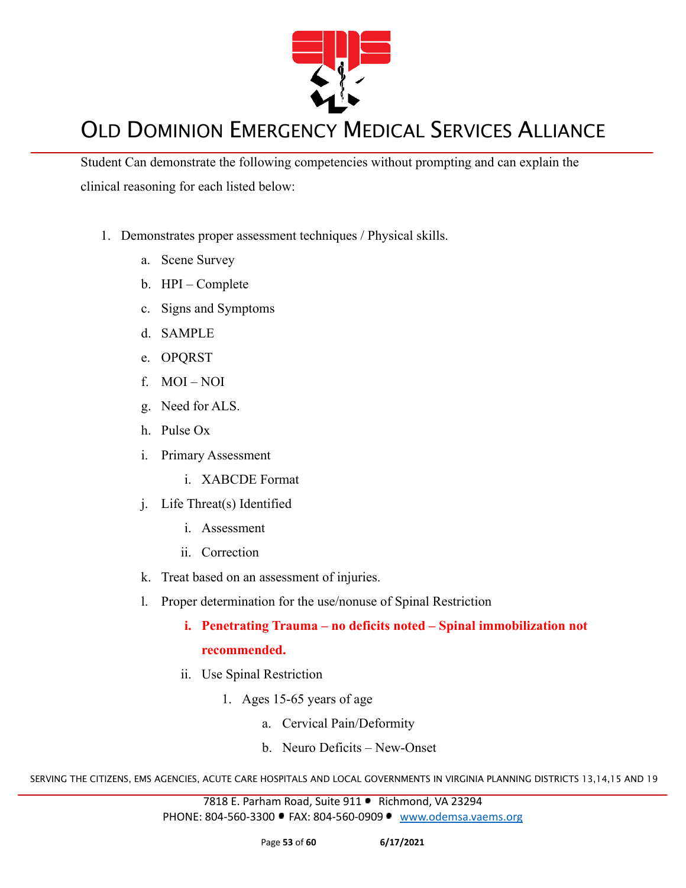Student Can demonstrate the following competencies without prompting and can explain the clinical reasoning for each listed below:

1. Demonstrates proper assessment techniques / Physical skills.
   a. Scene Survey
   b. HPI – Complete
   c. Signs and Symptoms
   d. SAMPLE
   e. OPQRST
   f. MOI – NOI
   g. Need for ALS.
   h. Pulse Ox
   i. Primary Assessment
      i. XABCDE Format
   j. Life Threat(s) Identified
      i. Assessment
      ii. Correction
   k. Treat based on an assessment of injuries.
   l. Proper determination for the use/nonuse of Spinal Restriction
      **i. Penetrating Trauma – no deficits noted – Spinal immobilization not recommended.**
      ii. Use Spinal Restriction
         1. Ages 15-65 years of age
            a. Cervical Pain/Deformity
            b. Neuro Deficits – New-Onset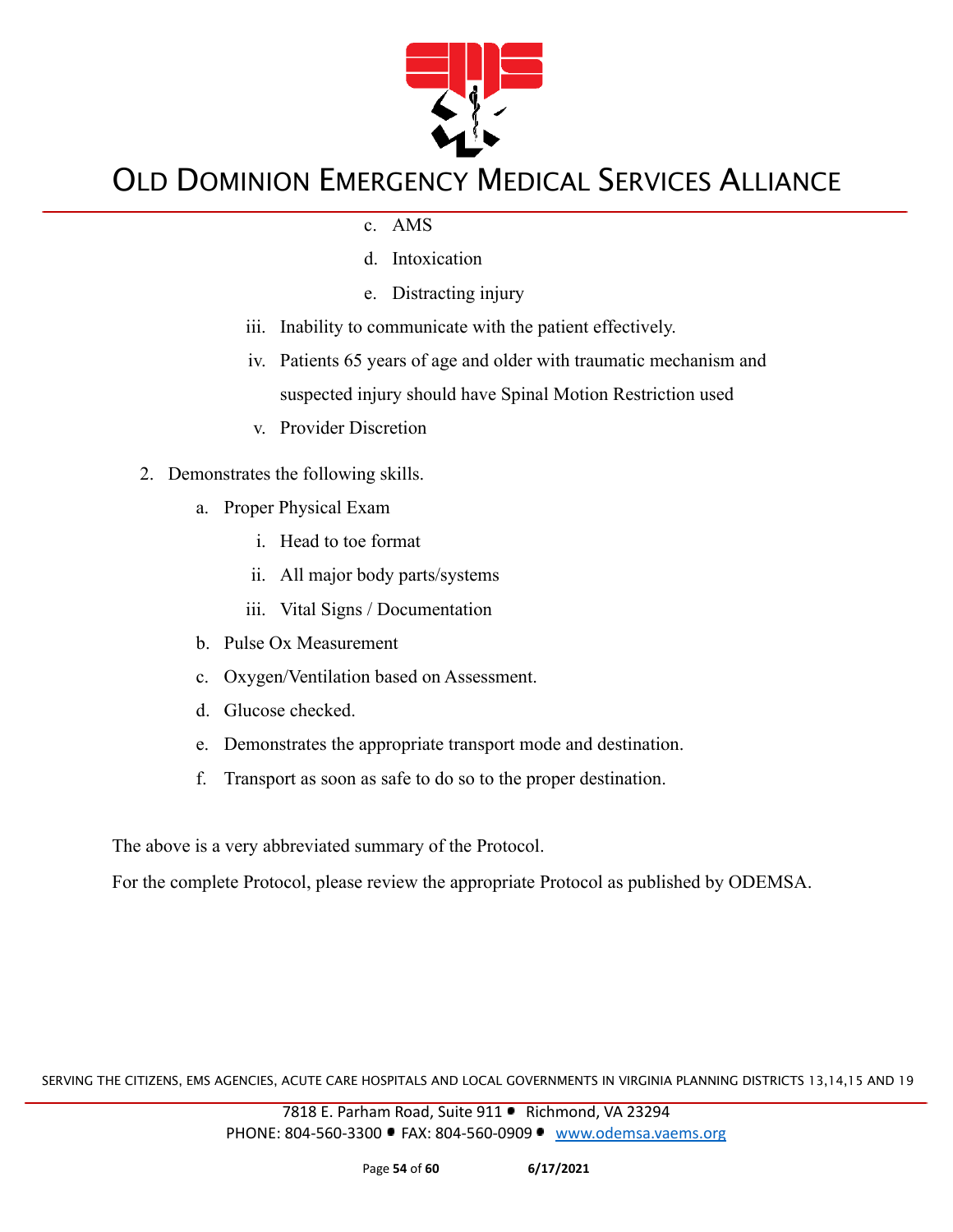c. AMS
        d. Intoxication
        e. Distracting injury
    iii. Inability to communicate with the patient effectively.
    iv. Patients 65 years of age and older with traumatic mechanism and suspected injury should have Spinal Motion Restriction used
    v. Provider Discretion

2. Demonstrates the following skills.
    a. Proper Physical Exam
        i. Head to toe format
        ii. All major body parts/systems
        iii. Vital Signs / Documentation
    b. Pulse Ox Measurement
    c. Oxygen/Ventilation based on Assessment.
    d. Glucose checked.
    e. Demonstrates the appropriate transport mode and destination.
    f. Transport as soon as safe to do so to the proper destination.

The above is a very abbreviated summary of the Protocol.

For the complete Protocol, please review the appropriate Protocol as published by ODEMSA.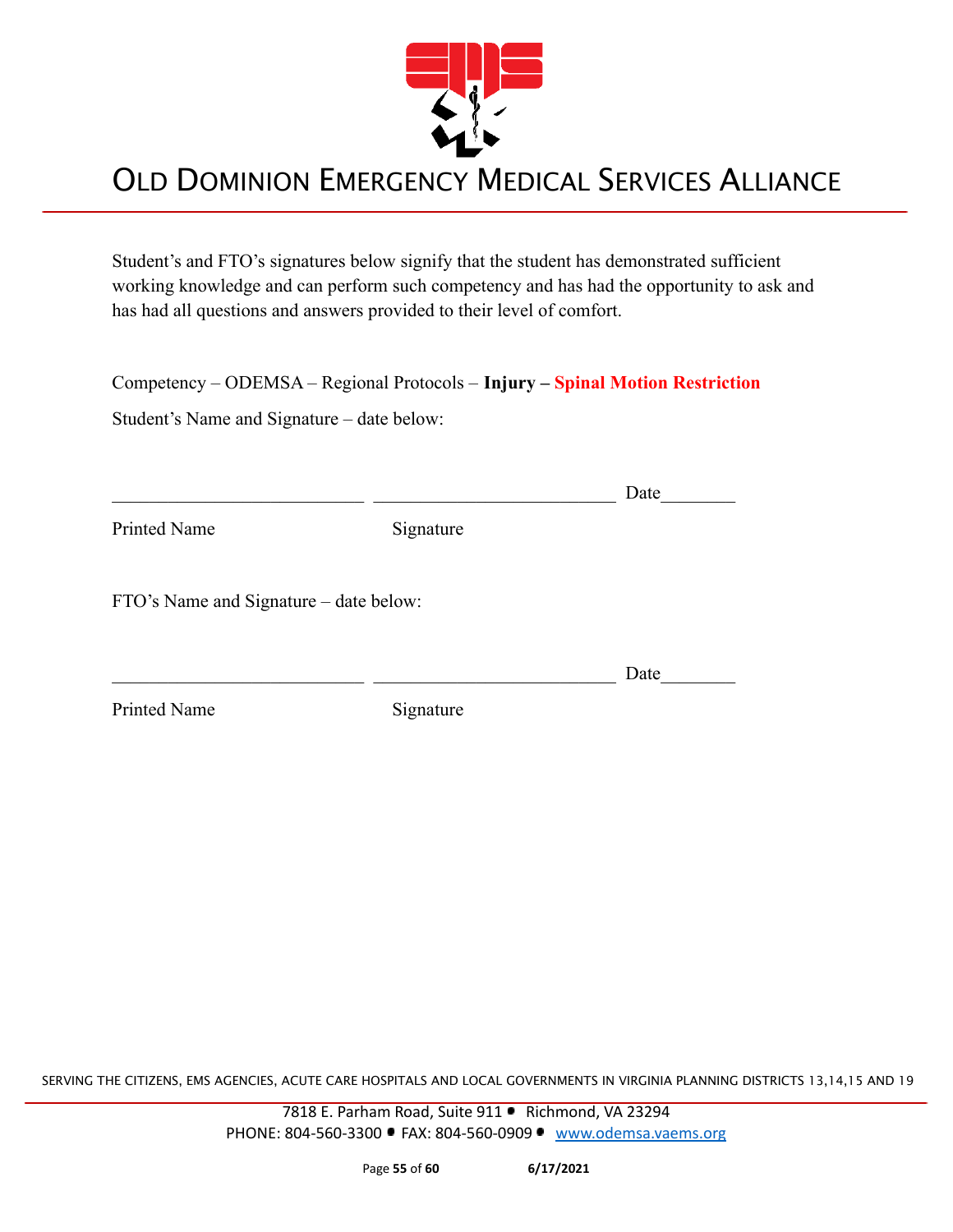# OLD DOMINION EMERGENCY MEDICAL SERVICES ALLIANCE

Student's and FTO's signatures below signify that the student has demonstrated sufficient working knowledge and can perform such competency and has had the opportunity to ask and has had all questions and answers provided to their level of comfort.

Competency – ODEMSA – Regional Protocols – **Injury – Spinal Motion Restriction**

Student's Name and Signature – date below:

___________________________ __________________________ Date________

Printed Name Signature

FTO's Name and Signature – date below:

___________________________ __________________________ Date________

Printed Name Signature

SERVING THE CITIZENS, EMS AGENCIES, ACUTE CARE HOSPITALS AND LOCAL GOVERNMENTS IN VIRGINIA PLANNING DISTRICTS 13,14,15 AND 19

7818 E. Parham Road, Suite 911 • Richmond, VA 23294
PHONE: 804-560-3300 • FAX: 804-560-0909 • www.odemsa.vaems.org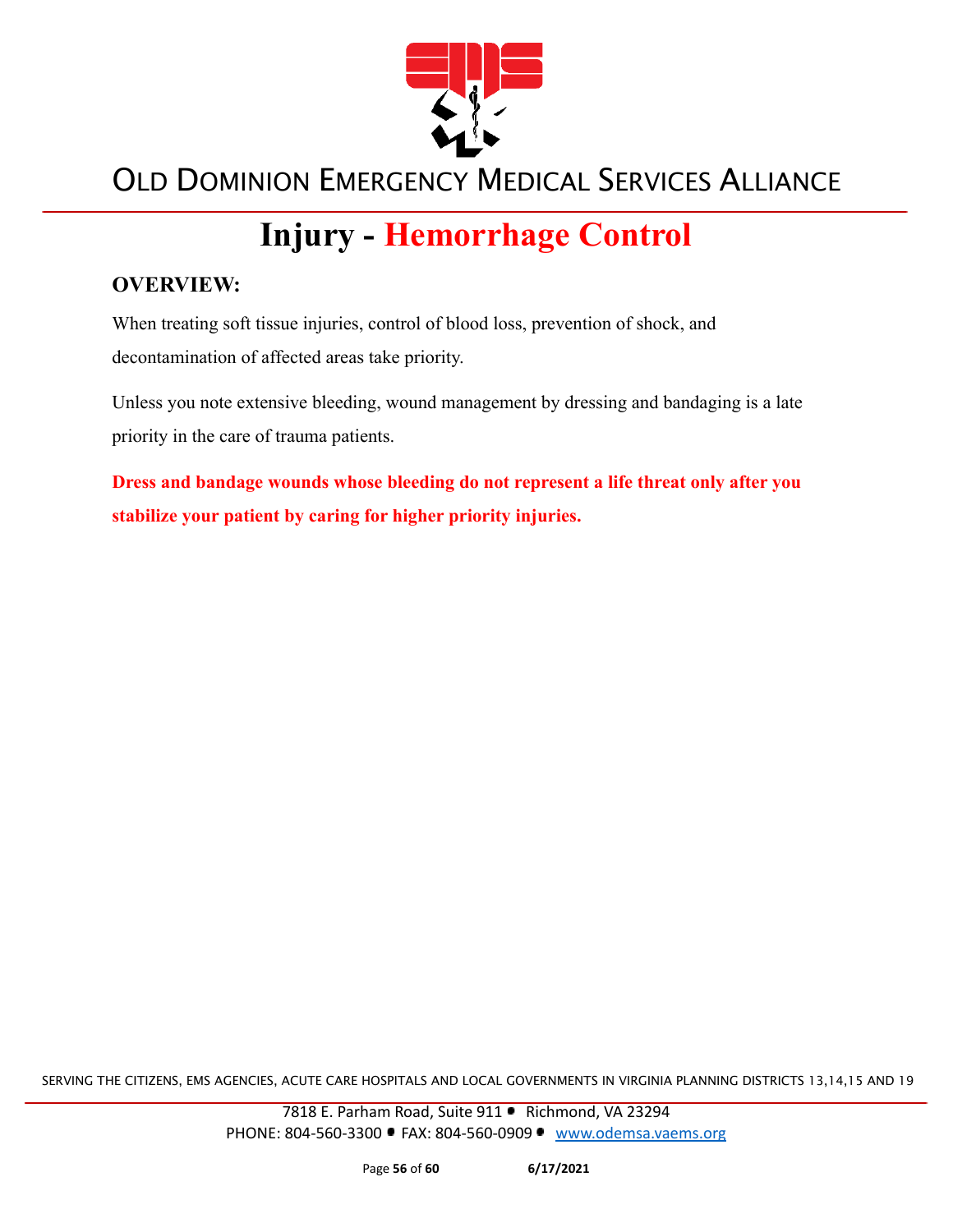# Injury - Hemorrhage Control

## OVERVIEW:

When treating soft tissue injuries, control of blood loss, prevention of shock, and decontamination of affected areas take priority.

Unless you note extensive bleeding, wound management by dressing and bandaging is a late priority in the care of trauma patients.

**Dress and bandage wounds whose bleeding do not represent a life threat only after you stabilize your patient by caring for higher priority injuries.**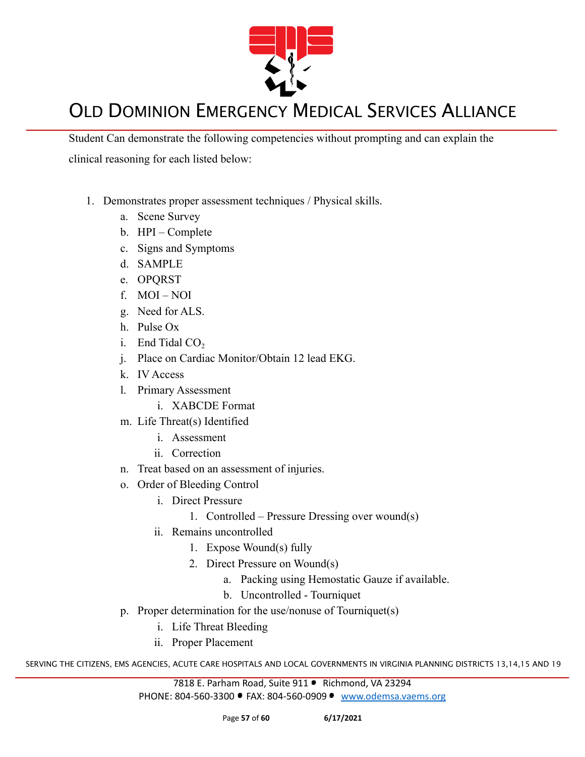Student Can demonstrate the following competencies without prompting and can explain the clinical reasoning for each listed below:

1. Demonstrates proper assessment techniques / Physical skills.
    a. Scene Survey
    b. HPI – Complete
    c. Signs and Symptoms
    d. SAMPLE
    e. OPQRST
    f. MOI – NOI
    g. Need for ALS.
    h. Pulse Ox
    i. End Tidal $CO_2$
    j. Place on Cardiac Monitor/Obtain 12 lead EKG.
    k. IV Access
    l. Primary Assessment
        i. XABCDE Format
    m. Life Threat(s) Identified
        i. Assessment
        ii. Correction
    n. Treat based on an assessment of injuries.
    o. Order of Bleeding Control
        i. Direct Pressure
            1. Controlled – Pressure Dressing over wound(s)
        ii. Remains uncontrolled
            1. Expose Wound(s) fully
            2. Direct Pressure on Wound(s)
                a. Packing using Hemostatic Gauze if available.
                b. Uncontrolled - Tourniquet
    p. Proper determination for the use/nonuse of Tourniquet(s)
        i. Life Threat Bleeding
        ii. Proper Placement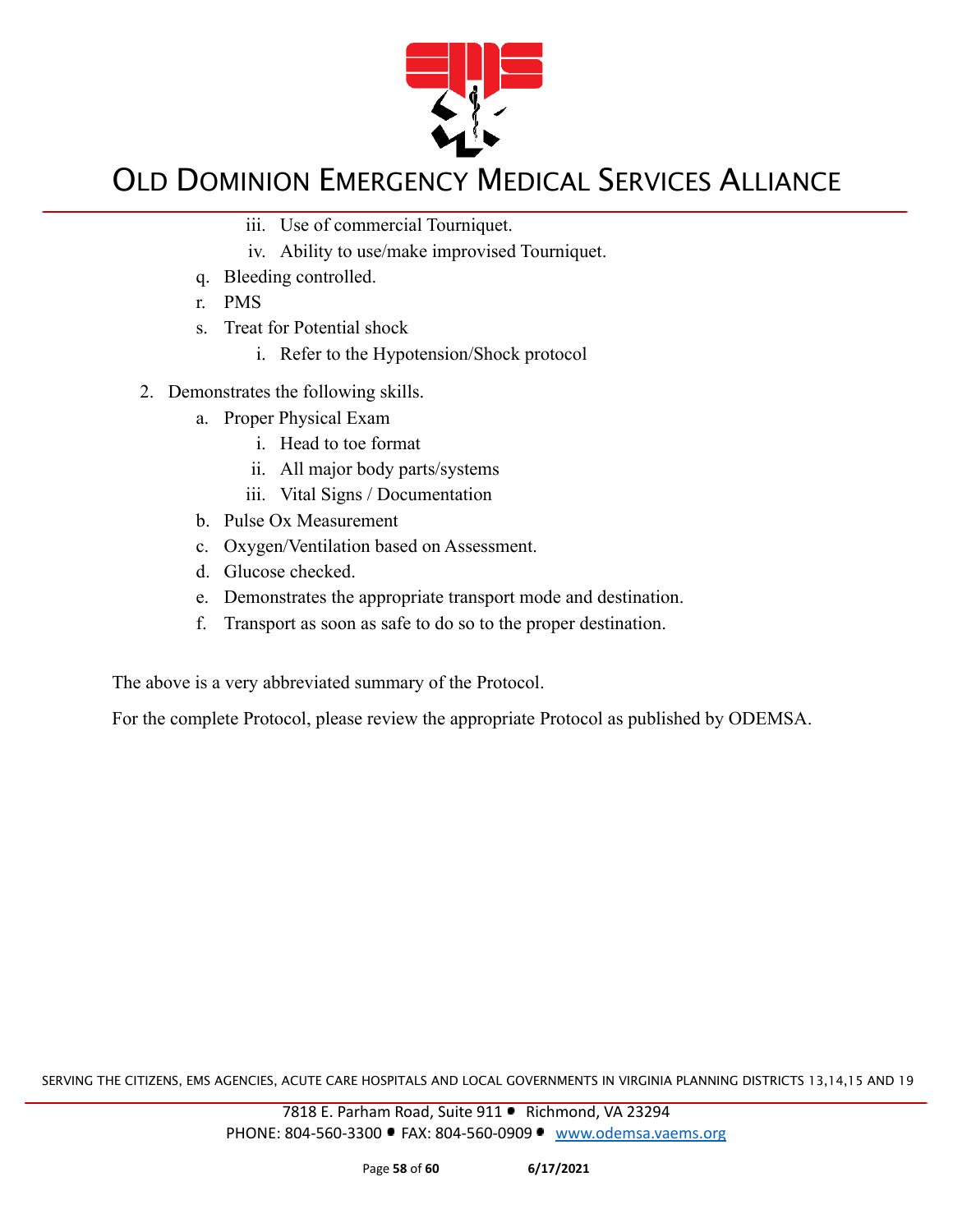- iii. Use of commercial Tourniquet.
- iv. Ability to use/make improvised Tourniquet.

q. Bleeding controlled.

r. PMS

s. Treat for Potential shock

- i. Refer to the Hypotension/Shock protocol

2. Demonstrates the following skills.

   a. Proper Physical Exam

      - i. Head to toe format
      - ii. All major body parts/systems
      - iii. Vital Signs / Documentation

   b. Pulse Ox Measurement

   c. Oxygen/Ventilation based on Assessment.

   d. Glucose checked.

   e. Demonstrates the appropriate transport mode and destination.

   f. Transport as soon as safe to do so to the proper destination.

The above is a very abbreviated summary of the Protocol.

For the complete Protocol, please review the appropriate Protocol as published by ODEMSA.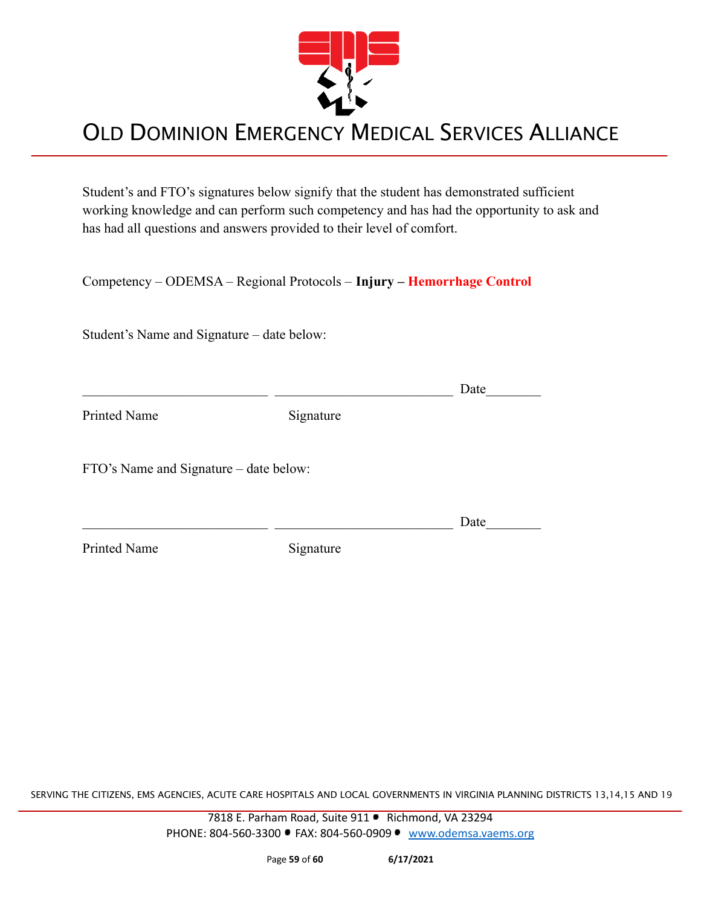# OLD DOMINION EMERGENCY MEDICAL SERVICES ALLIANCE

Student's and FTO's signatures below signify that the student has demonstrated sufficient working knowledge and can perform such competency and has had the opportunity to ask and has had all questions and answers provided to their level of comfort.

Competency – ODEMSA – Regional Protocols – **Injury – Hemorrhage Control**

Student's Name and Signature – date below:

___________________________ __________________________ Date________

Printed Name                    Signature

FTO's Name and Signature – date below:

___________________________ __________________________ Date________

Printed Name                    Signature

SERVING THE CITIZENS, EMS AGENCIES, ACUTE CARE HOSPITALS AND LOCAL GOVERNMENTS IN VIRGINIA PLANNING DISTRICTS 13,14,15 AND 19

7818 E. Parham Road, Suite 911 • Richmond, VA 23294
PHONE: 804-560-3300 • FAX: 804-560-0909 • www.odemsa.vaems.org